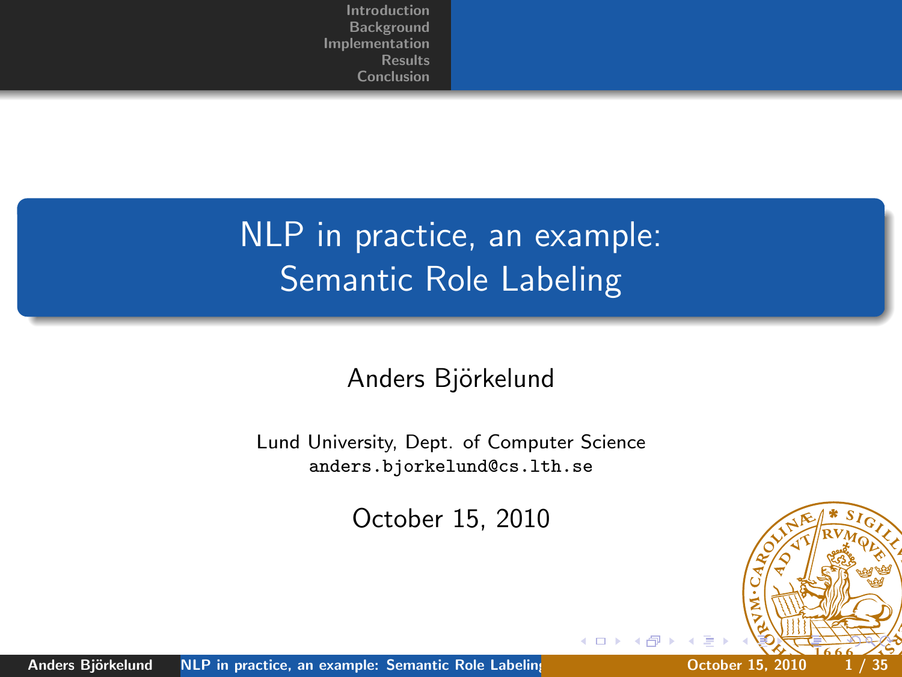# NLP in practice, an example: Semantic Role Labeling

Anders Björkelund

Lund University, Dept. of Computer Science
anders.bjorkelund@cs.lth.se

October 15, 2010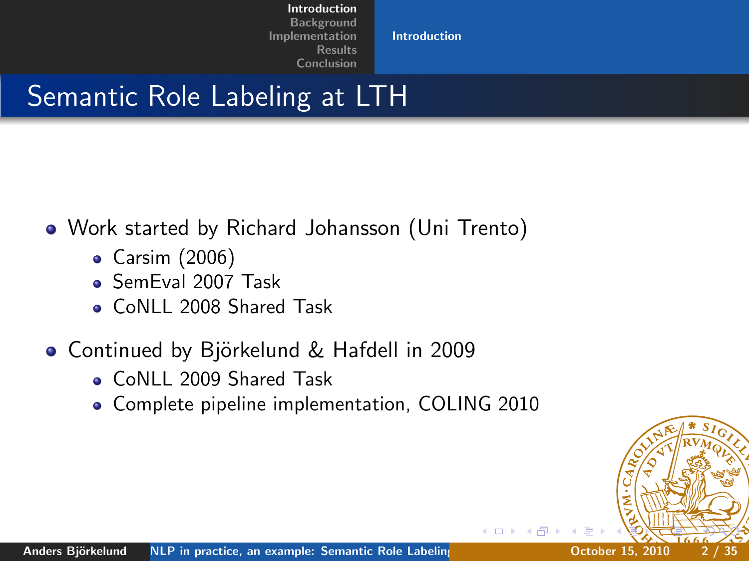# Semantic Role Labeling at LTH

- Work started by Richard Johansson (Uni Trento)
  - Carsim (2006)
  - SemEval 2007 Task
  - CoNLL 2008 Shared Task
- Continued by Björkelund & Hafdell in 2009
  - CoNLL 2009 Shared Task
  - Complete pipeline implementation, COLING 2010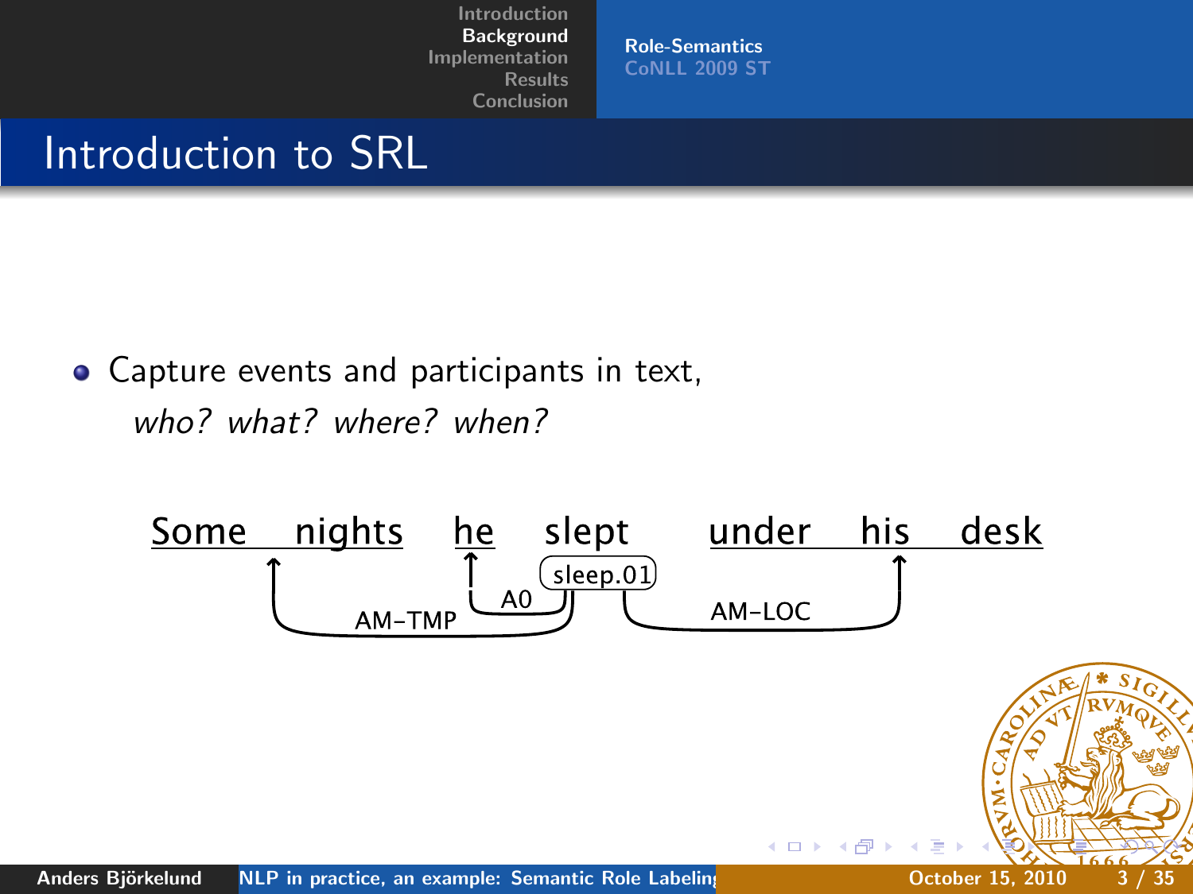# Introduction to SRL

- Capture events and participants in text,
  *who? what? where? when?*

Some nights he slept under his desk

sleep.01

A0 — he

AM-TMP — Some nights

AM-LOC — under his desk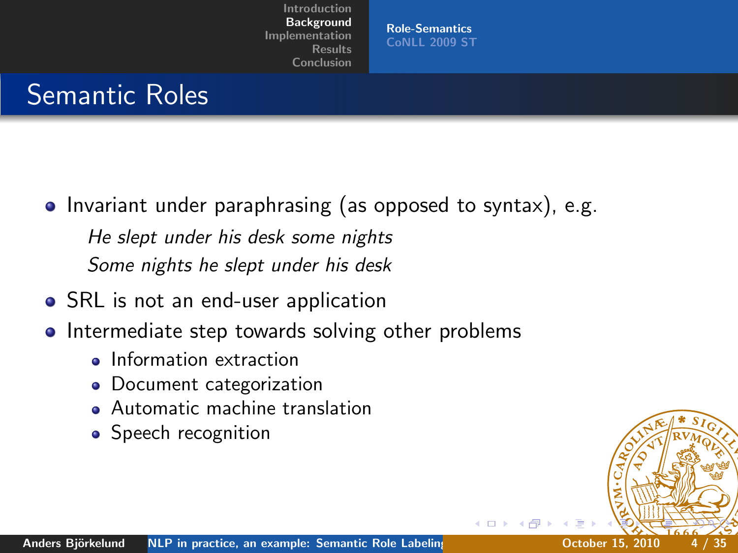# Semantic Roles

- Invariant under paraphrasing (as opposed to syntax), e.g.

  *He slept under his desk some nights*

  *Some nights he slept under his desk*

- SRL is not an end-user application
- Intermediate step towards solving other problems
  - Information extraction
  - Document categorization
  - Automatic machine translation
  - Speech recognition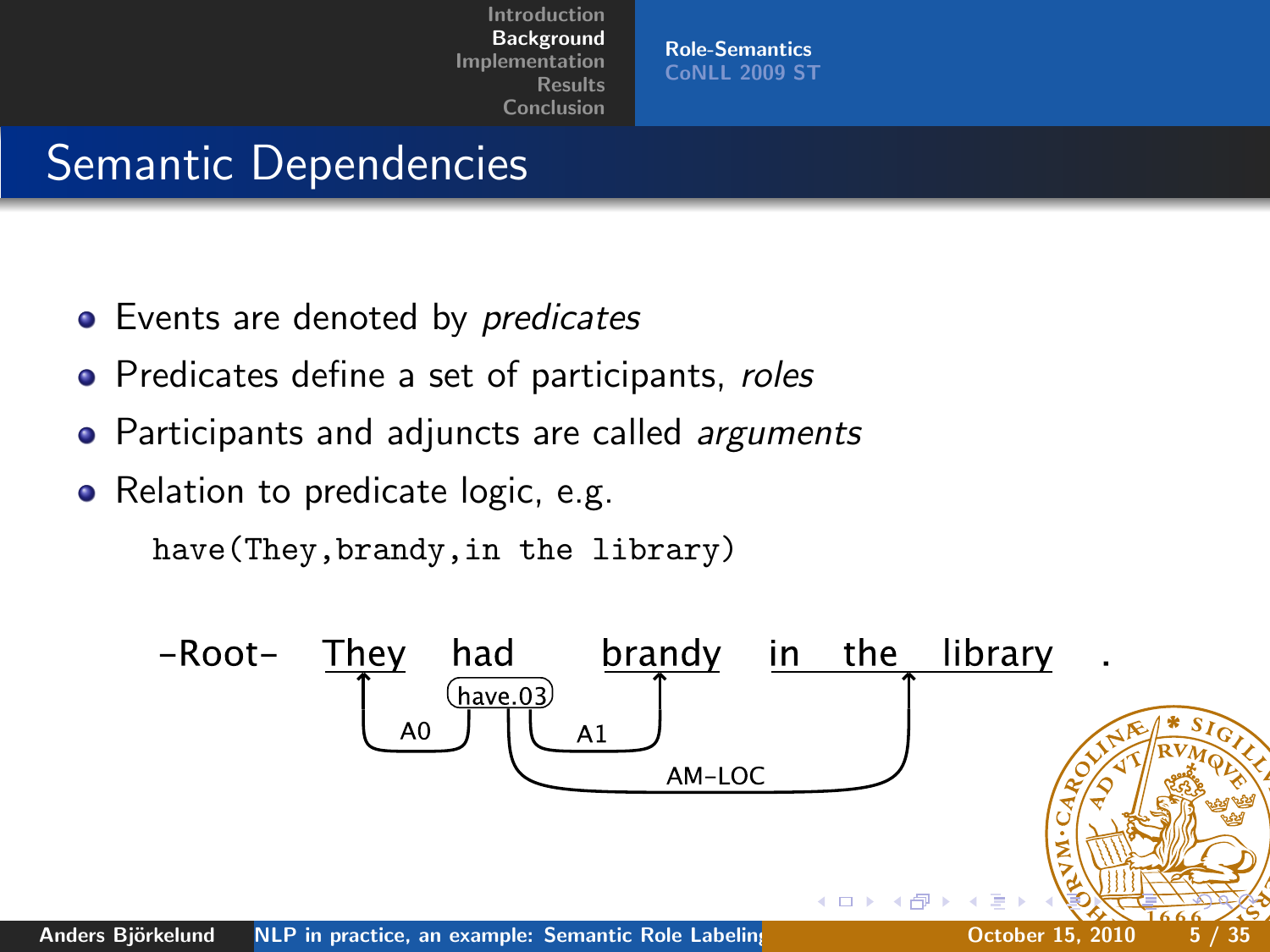# Semantic Dependencies

- Events are denoted by *predicates*
- Predicates define a set of participants, *roles*
- Participants and adjuncts are called *arguments*
- Relation to predicate logic, e.g.

```
have(They,brandy,in the library)
```

-Root- They had brandy in the library .

have.03

A0 A1 AM-LOC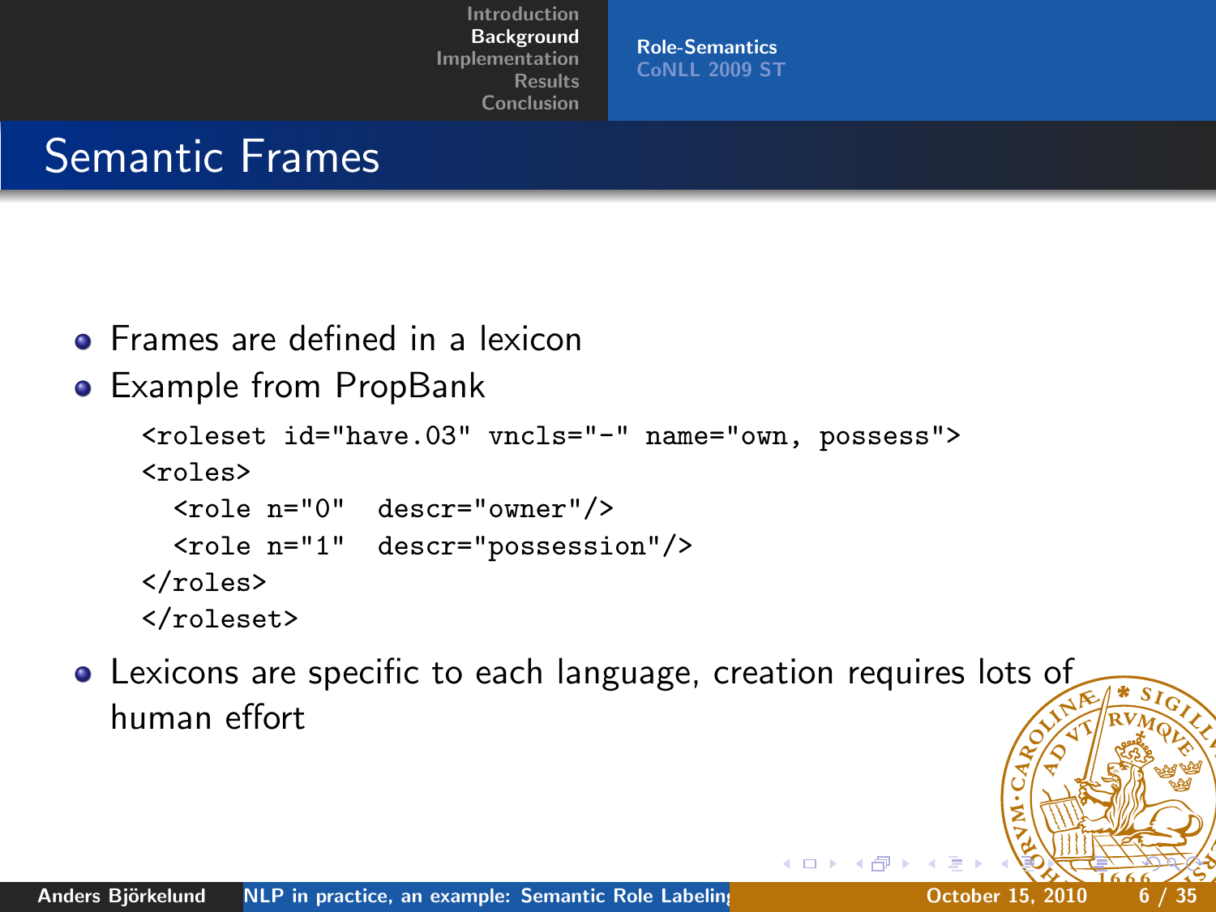# Semantic Frames

- Frames are defined in a lexicon
- Example from PropBank

```
<roleset id="have.03" vncls="-" name="own, possess">
<roles>
  <role n="0"  descr="owner"/>
  <role n="1"  descr="possession"/>
</roles>
</roleset>
```

- Lexicons are specific to each language, creation requires lots of human effort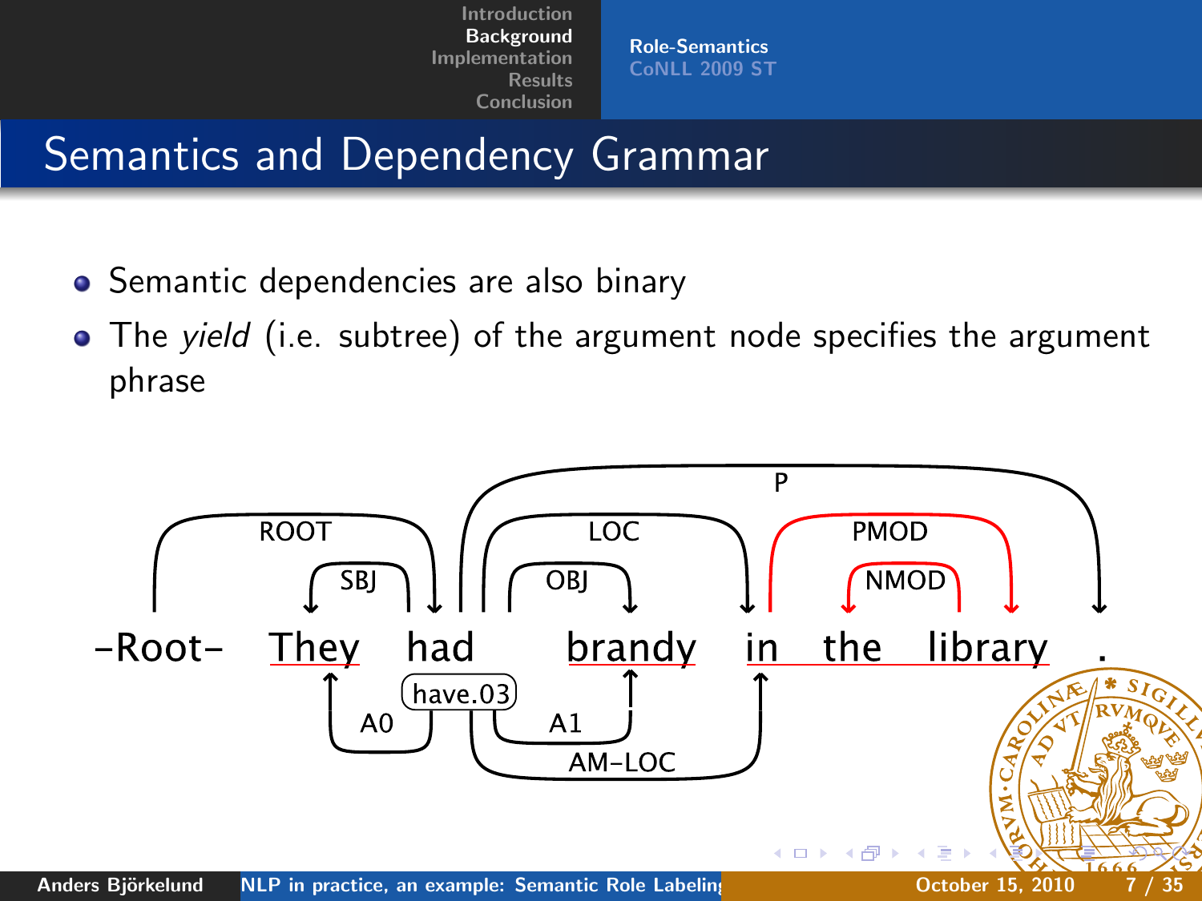# Semantics and Dependency Grammar

- Semantic dependencies are also binary
- The *yield* (i.e. subtree) of the argument node specifies the argument phrase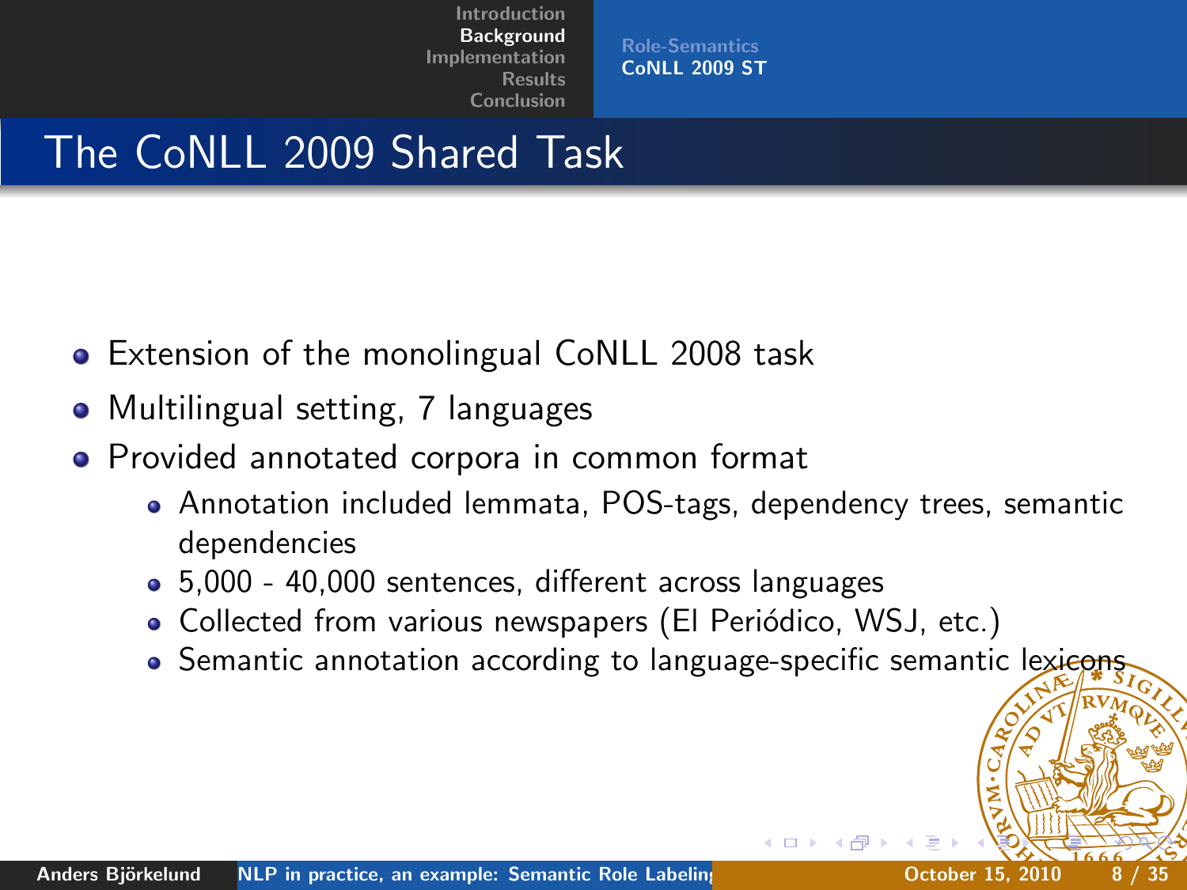# The CoNLL 2009 Shared Task

- Extension of the monolingual CoNLL 2008 task
- Multilingual setting, 7 languages
- Provided annotated corpora in common format
  - Annotation included lemmata, POS-tags, dependency trees, semantic dependencies
  - 5,000 - 40,000 sentences, different across languages
  - Collected from various newspapers (El Periódico, WSJ, etc.)
  - Semantic annotation according to language-specific semantic lexicons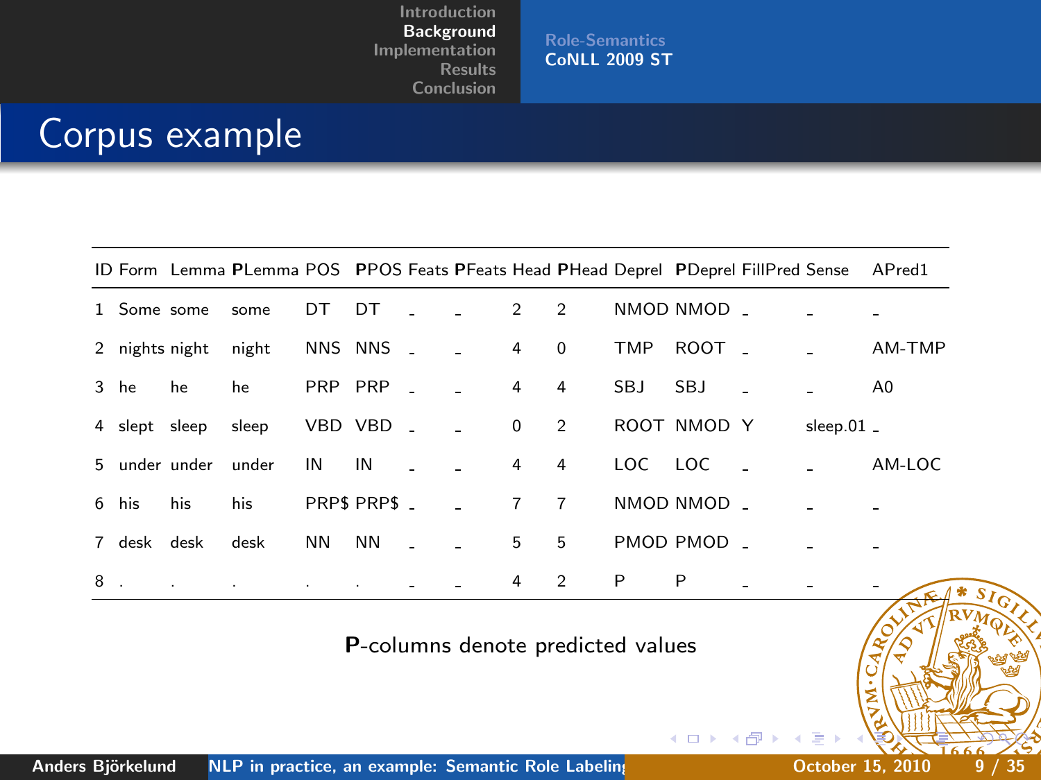# Corpus example

| ID | Form | Lemma | **P**Lemma | POS | **P**POS | Feats | **P**Feats | Head | **P**Head | Deprel | **P**Deprel | FillPred | Sense | APred1 |
|---|---|---|---|---|---|---|---|---|---|---|---|---|---|---|
| 1 | Some | some | some | DT | DT | _ | _ | 2 | 2 | NMOD | NMOD | _ | _ | _ |
| 2 | nights | night | night | NNS | NNS | _ | _ | 4 | 0 | TMP | ROOT | _ | _ | AM-TMP |
| 3 | he | he | he | PRP | PRP | _ | _ | 4 | 4 | SBJ | SBJ | _ | _ | A0 |
| 4 | slept | sleep | sleep | VBD | VBD | _ | _ | 0 | 2 | ROOT | NMOD | Y | sleep.01 | _ |
| 5 | under | under | under | IN | IN | _ | _ | 4 | 4 | LOC | LOC | _ | _ | AM-LOC |
| 6 | his | his | his | PRP$ | PRP$ | _ | _ | 7 | 7 | NMOD | NMOD | _ | _ | _ |
| 7 | desk | desk | desk | NN | NN | _ | _ | 5 | 5 | PMOD | PMOD | _ | _ | _ |
| 8 | . | . | . | . | . | _ | _ | 4 | 2 | P | P | _ | _ | _ |

**P**-columns denote predicted values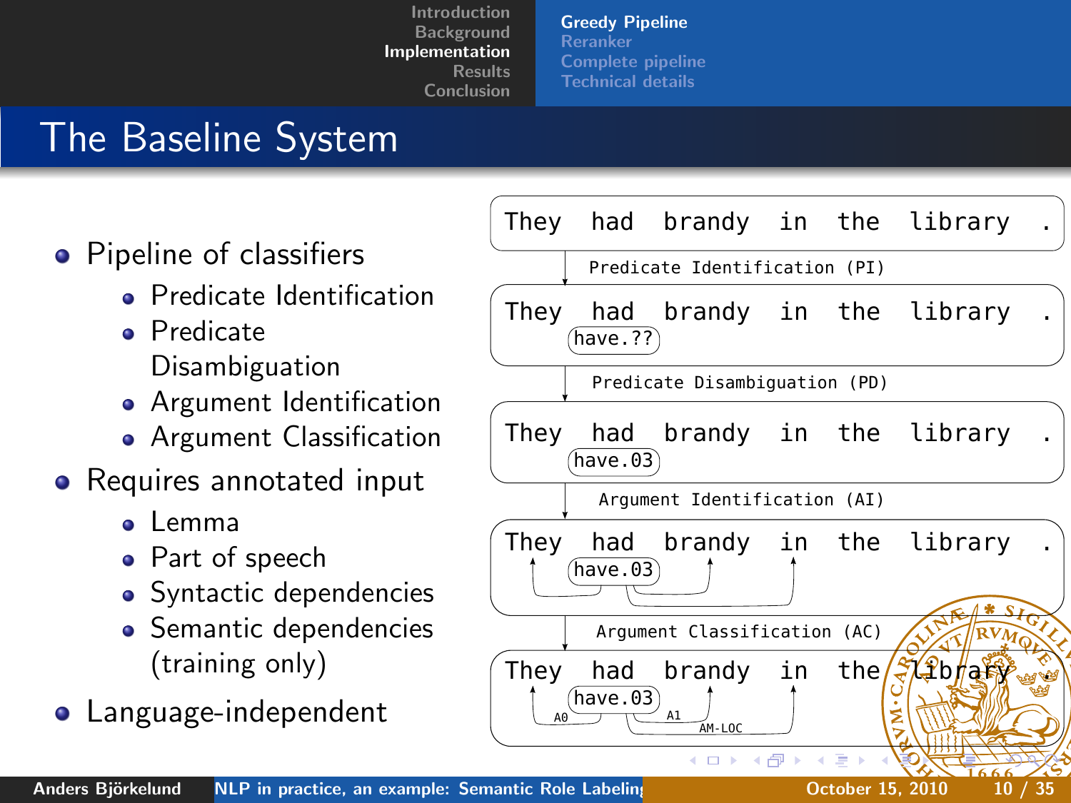# The Baseline System

- Pipeline of classifiers
  - Predicate Identification
  - Predicate Disambiguation
  - Argument Identification
  - Argument Classification
- Requires annotated input
  - Lemma
  - Part of speech
  - Syntactic dependencies
  - Semantic dependencies (training only)
- Language-independent

```
They  had  brandy  in  the  library  .

        Predicate Identification (PI)

They  had  brandy  in  the  library  .
      have.??

        Predicate Disambiguation (PD)

They  had  brandy  in  the  library  .
      have.03

        Argument Identification (AI)

They  had  brandy  in  the  library  .
      have.03

        Argument Classification (AC)

They  had  brandy  in  the  library  .
      have.03
  A0           A1     AM-LOC
```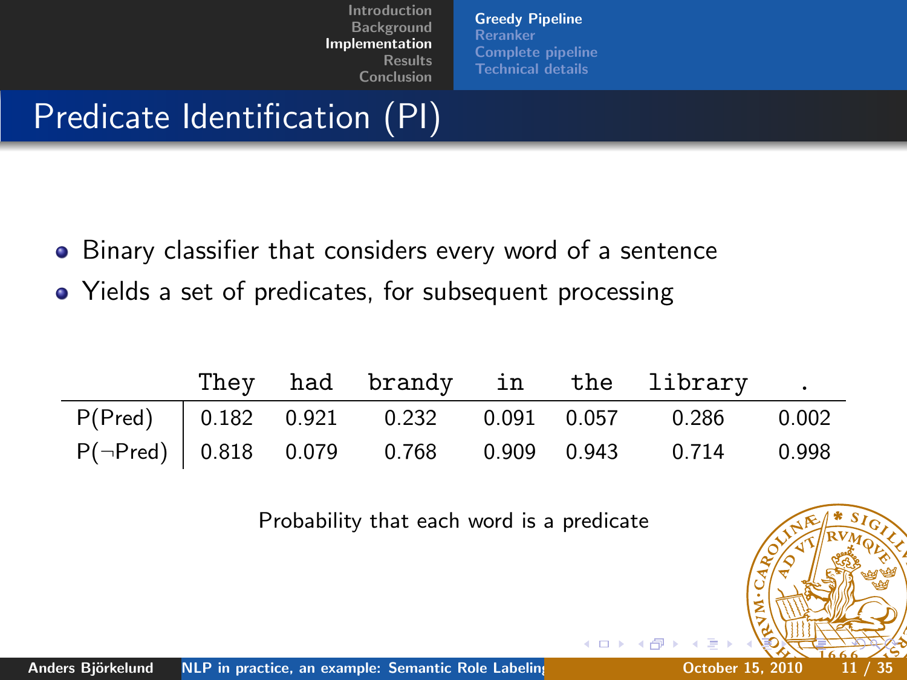# Predicate Identification (PI)

- Binary classifier that considers every word of a sentence
- Yields a set of predicates, for subsequent processing

| | They | had | brandy | in | the | library | . |
|---|---|---|---|---|---|---|---|
| P(Pred) | 0.182 | 0.921 | 0.232 | 0.091 | 0.057 | 0.286 | 0.002 |
| P(¬Pred) | 0.818 | 0.079 | 0.768 | 0.909 | 0.943 | 0.714 | 0.998 |

Probability that each word is a predicate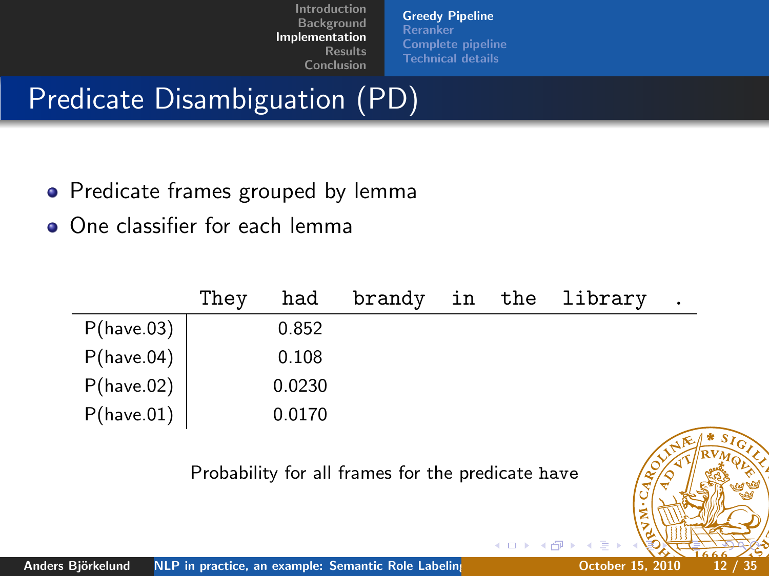# Predicate Disambiguation (PD)

- Predicate frames grouped by lemma
- One classifier for each lemma

| | They | had | brandy | in | the | library | . |
|---|---|---|---|---|---|---|---|
| P(have.03) | | 0.852 | | | | | |
| P(have.04) | | 0.108 | | | | | |
| P(have.02) | | 0.0230 | | | | | |
| P(have.01) | | 0.0170 | | | | | |

Probability for all frames for the predicate `have`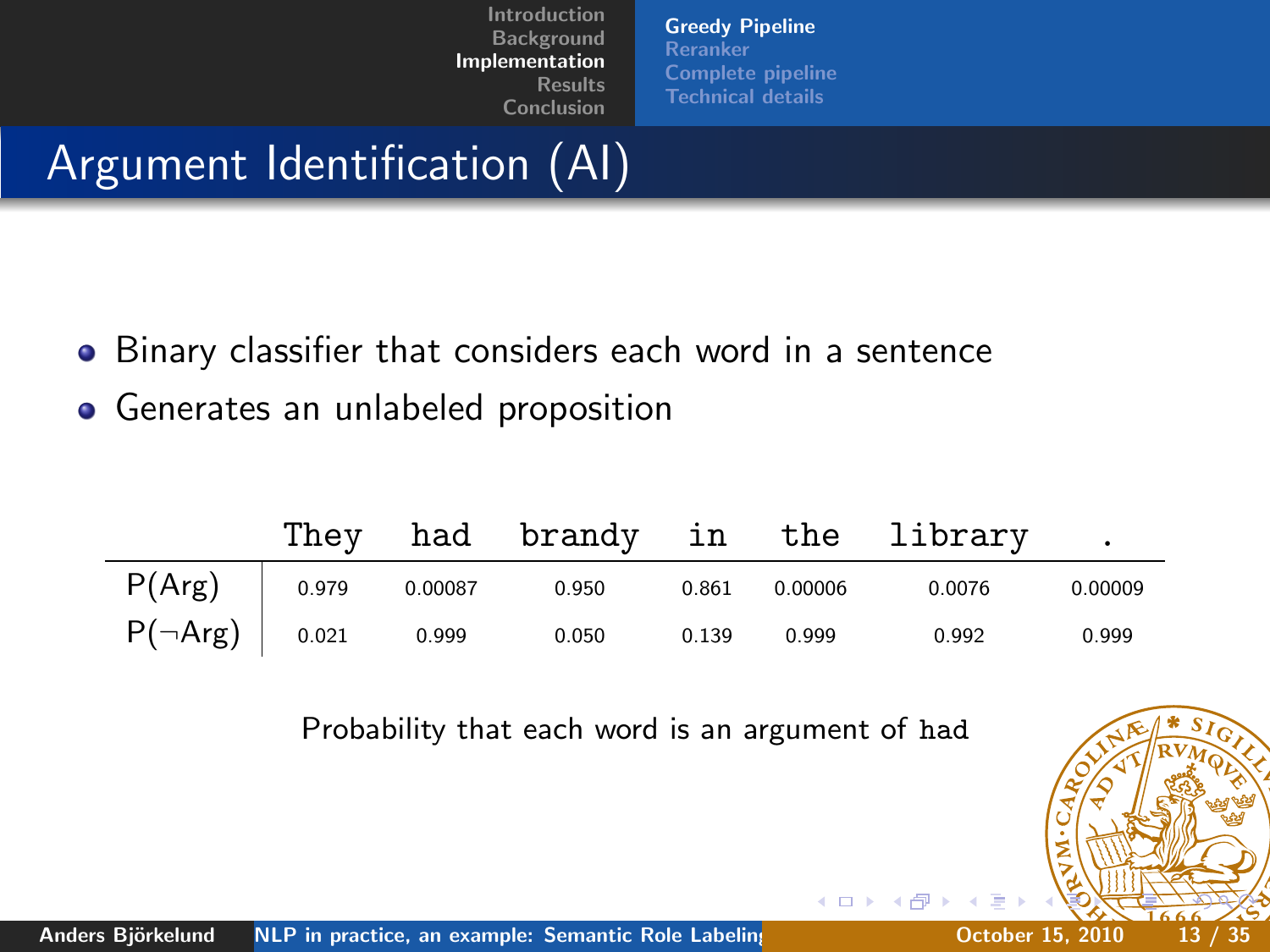# Argument Identification (AI)

- Binary classifier that considers each word in a sentence
- Generates an unlabeled proposition

| | They | had | brandy | in | the | library | . |
|---|---|---|---|---|---|---|---|
| P(Arg) | 0.979 | 0.00087 | 0.950 | 0.861 | 0.00006 | 0.0076 | 0.00009 |
| P(¬Arg) | 0.021 | 0.999 | 0.050 | 0.139 | 0.999 | 0.992 | 0.999 |

Probability that each word is an argument of `had`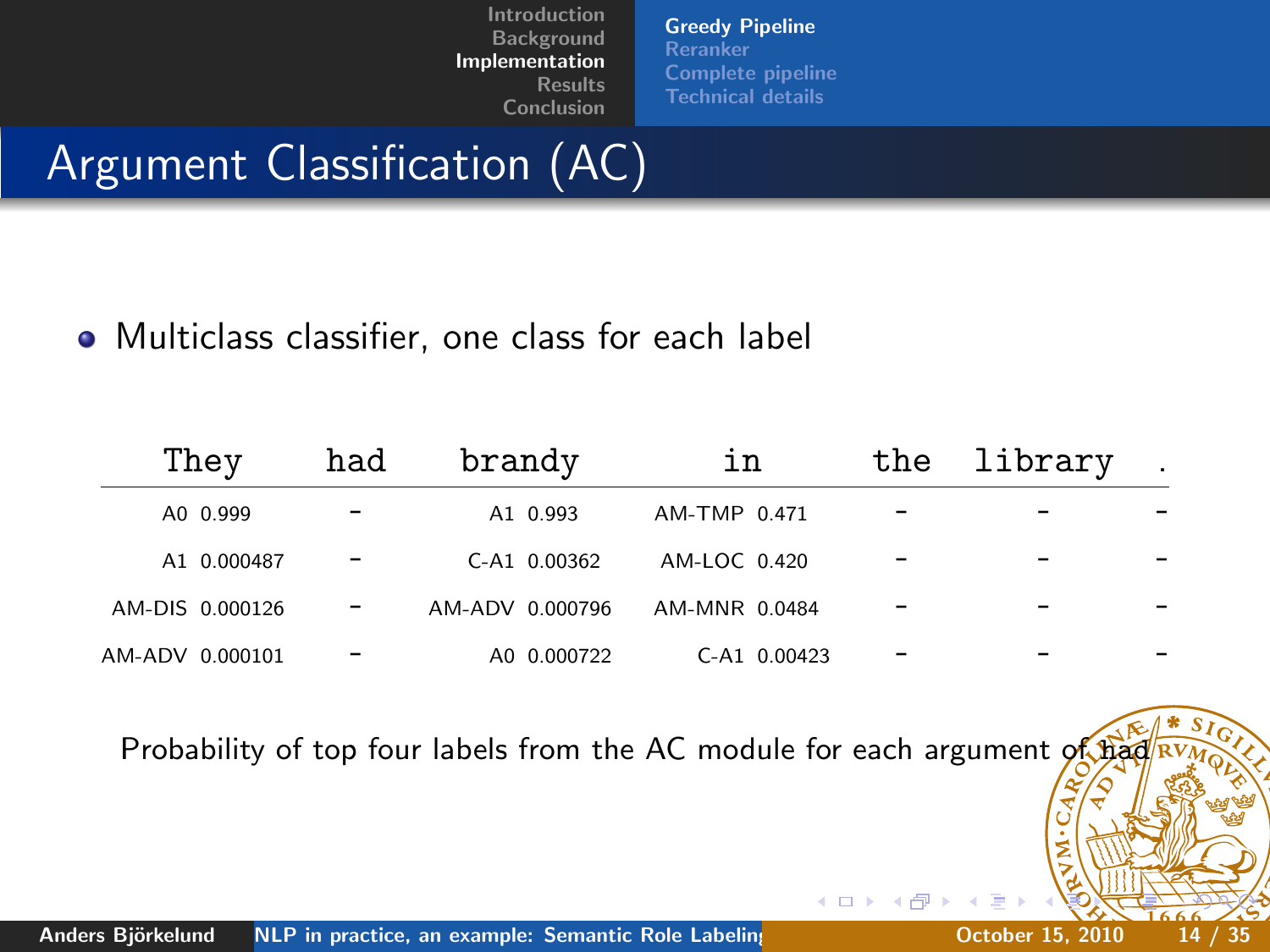# Argument Classification (AC)

- Multiclass classifier, one class for each label

| They | had | brandy | in | the | library | . |
|---|---|---|---|---|---|---|
| A0 0.999 | – | A1 0.993 | AM-TMP 0.471 | – | – | – |
| A1 0.000487 | – | C-A1 0.00362 | AM-LOC 0.420 | – | – | – |
| AM-DIS 0.000126 | – | AM-ADV 0.000796 | AM-MNR 0.0484 | – | – | – |
| AM-ADV 0.000101 | – | A0 0.000722 | C-A1 0.00423 | – | – | – |

Probability of top four labels from the AC module for each argument of had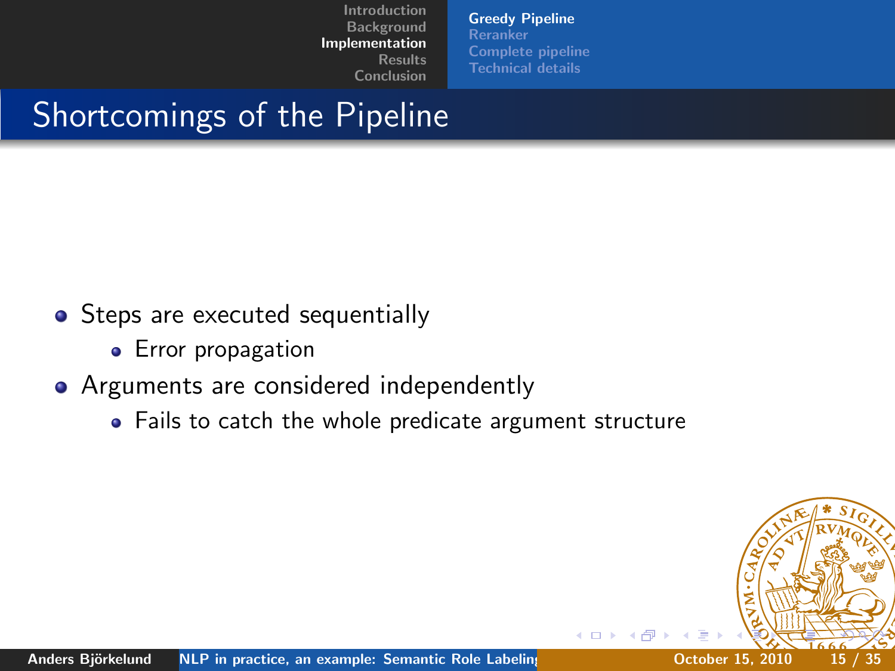# Shortcomings of the Pipeline

- Steps are executed sequentially
  - Error propagation
- Arguments are considered independently
  - Fails to catch the whole predicate argument structure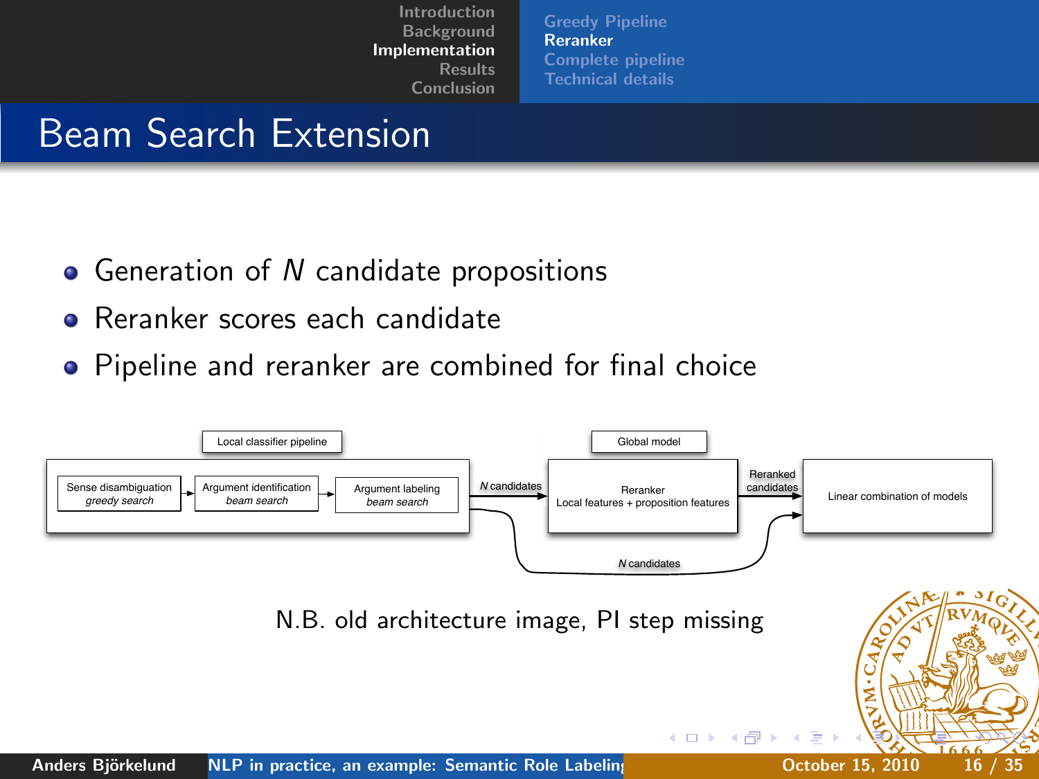# Beam Search Extension

- Generation of $N$ candidate propositions
- Reranker scores each candidate
- Pipeline and reranker are combined for final choice

Local classifier pipeline: Sense disambiguation (*greedy search*) → Argument identification (*beam search*) → Argument labeling (*beam search*)

→ *N* candidates → Global model: Reranker (Local features + proposition features) → Reranked candidates → Linear combination of models

Local classifier pipeline → *N* candidates → Linear combination of models

N.B. old architecture image, PI step missing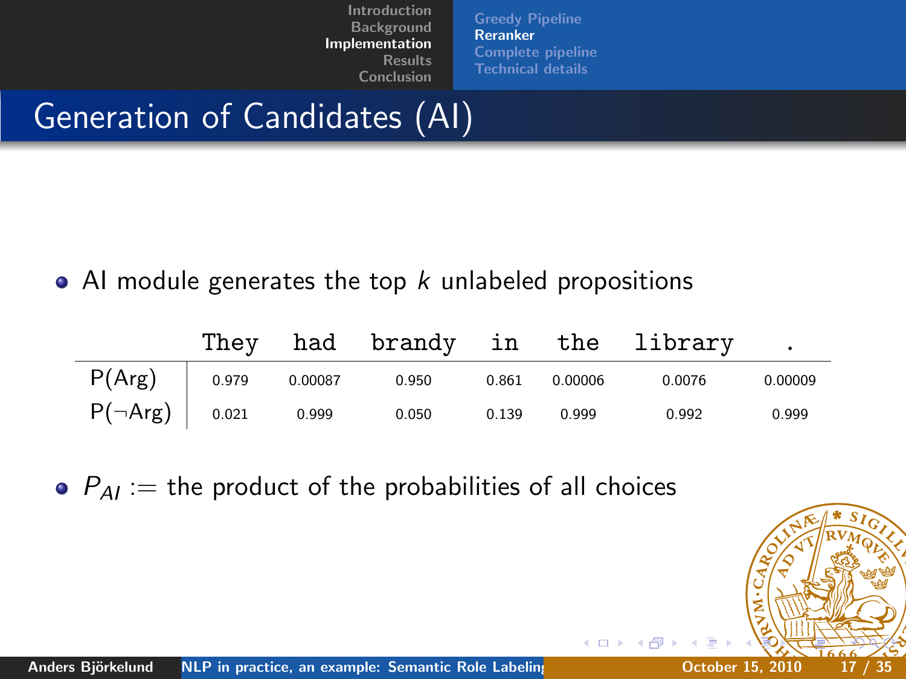# Generation of Candidates (AI)

- AI module generates the top $k$ unlabeled propositions

| | They | had | brandy | in | the | library | . |
|---|---|---|---|---|---|---|---|
| P(Arg) | 0.979 | 0.00087 | 0.950 | 0.861 | 0.00006 | 0.0076 | 0.00009 |
| P(¬Arg) | 0.021 | 0.999 | 0.050 | 0.139 | 0.999 | 0.992 | 0.999 |

- $P_{AI}$ := the product of the probabilities of all choices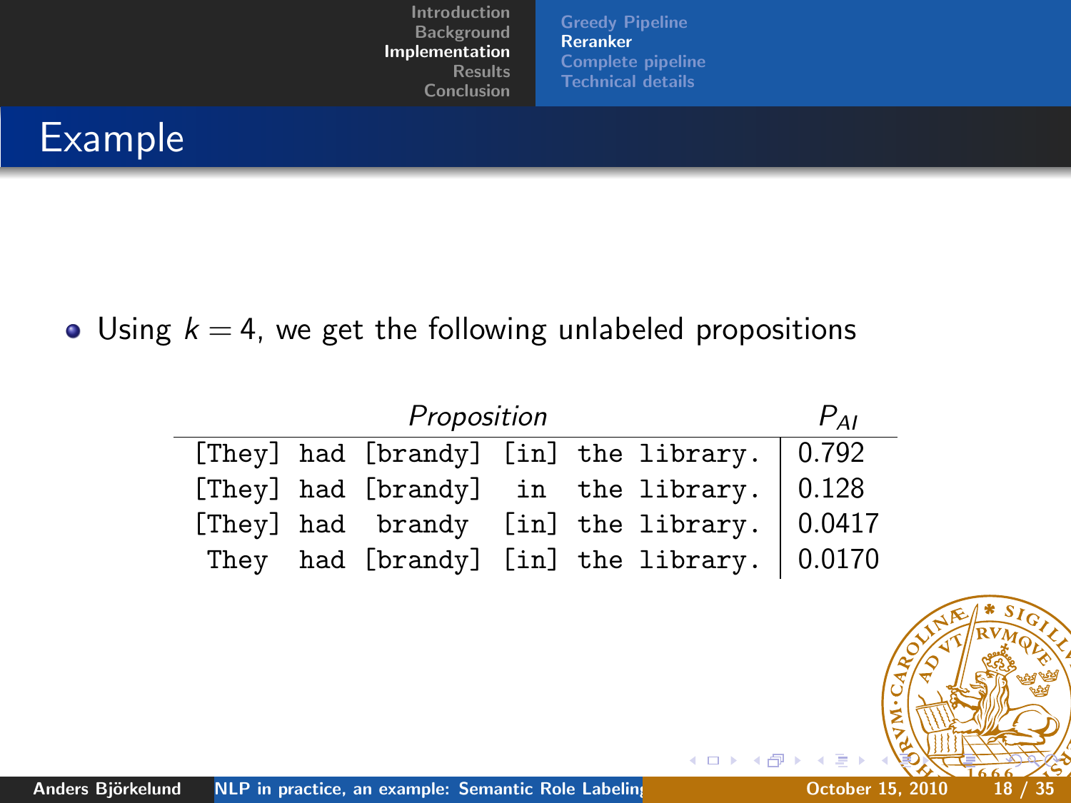# Example

- Using $k = 4$, we get the following unlabeled propositions

| *Proposition* | $P_{AI}$ |
|---|---|
| `[They] had [brandy] [in] the library.` | 0.792 |
| `[They] had [brandy]  in  the library.` | 0.128 |
| `[They] had  brandy  [in] the library.` | 0.0417 |
| ` They  had [brandy] [in] the library.` | 0.0170 |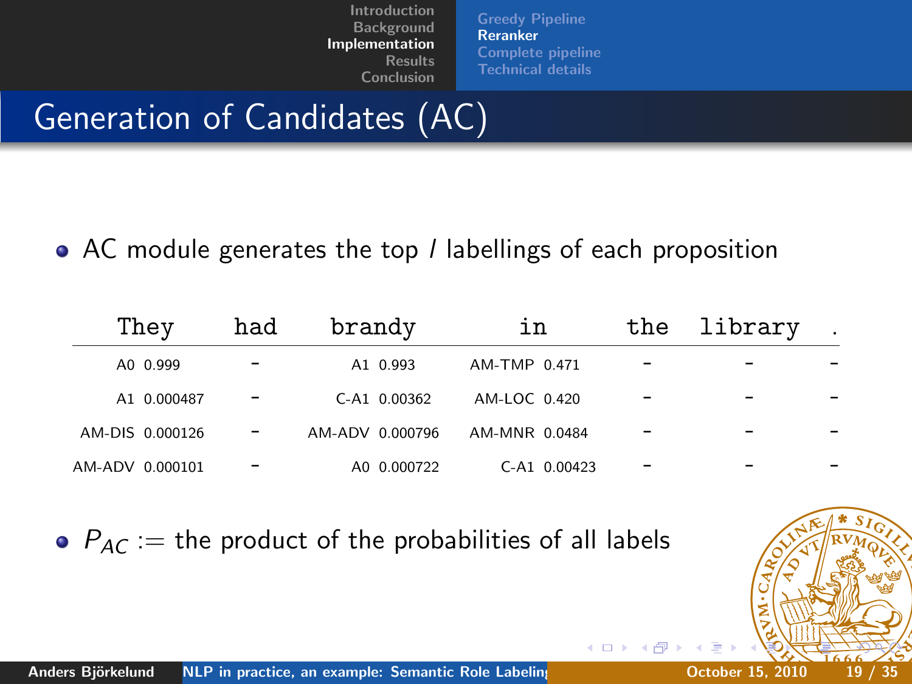# Generation of Candidates (AC)

- AC module generates the top $l$ labellings of each proposition

| They | had | brandy | in | the | library | . |
|---|---|---|---|---|---|---|
| A0 0.999 | – | A1 0.993 | AM-TMP 0.471 | – | – | – |
| A1 0.000487 | – | C-A1 0.00362 | AM-LOC 0.420 | – | – | – |
| AM-DIS 0.000126 | – | AM-ADV 0.000796 | AM-MNR 0.0484 | – | – | – |
| AM-ADV 0.000101 | – | A0 0.000722 | C-A1 0.00423 | – | – | – |

- $P_{AC} :=$ the product of the probabilities of all labels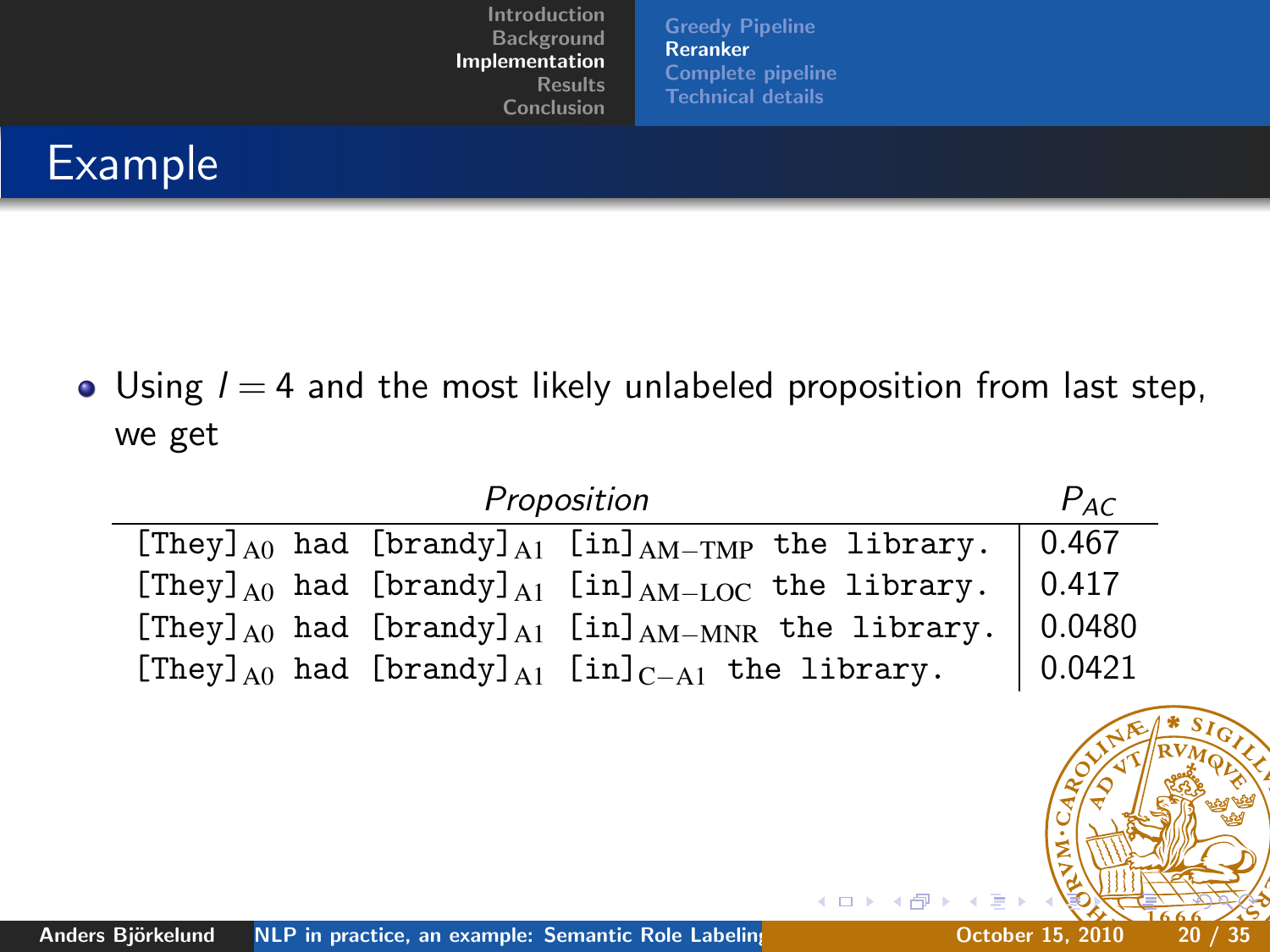# Example

- Using $l = 4$ and the most likely unlabeled proposition from last step, we get

| *Proposition* | $P_{AC}$ |
|---|---|
| [They]$_{\text{A0}}$ had [brandy]$_{\text{A1}}$ [in]$_{\text{AM-TMP}}$ the library. | 0.467 |
| [They]$_{\text{A0}}$ had [brandy]$_{\text{A1}}$ [in]$_{\text{AM-LOC}}$ the library. | 0.417 |
| [They]$_{\text{A0}}$ had [brandy]$_{\text{A1}}$ [in]$_{\text{AM-MNR}}$ the library. | 0.0480 |
| [They]$_{\text{A0}}$ had [brandy]$_{\text{A1}}$ [in]$_{\text{C-A1}}$ the library. | 0.0421 |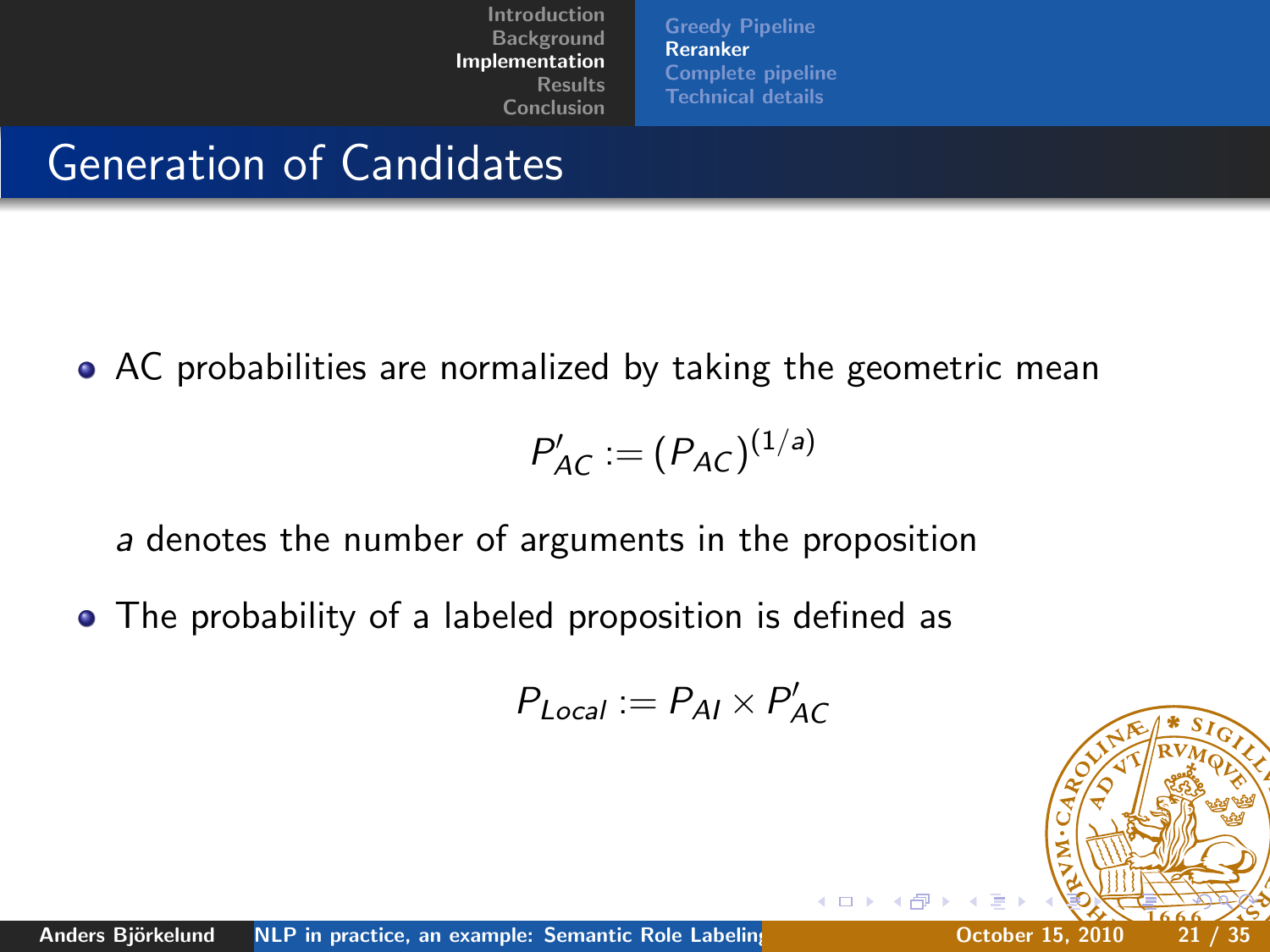# Generation of Candidates

- AC probabilities are normalized by taking the geometric mean

$$P'_{AC} := (P_{AC})^{(1/a)}$$

  $a$ denotes the number of arguments in the proposition

- The probability of a labeled proposition is defined as

$$P_{Local} := P_{AI} \times P'_{AC}$$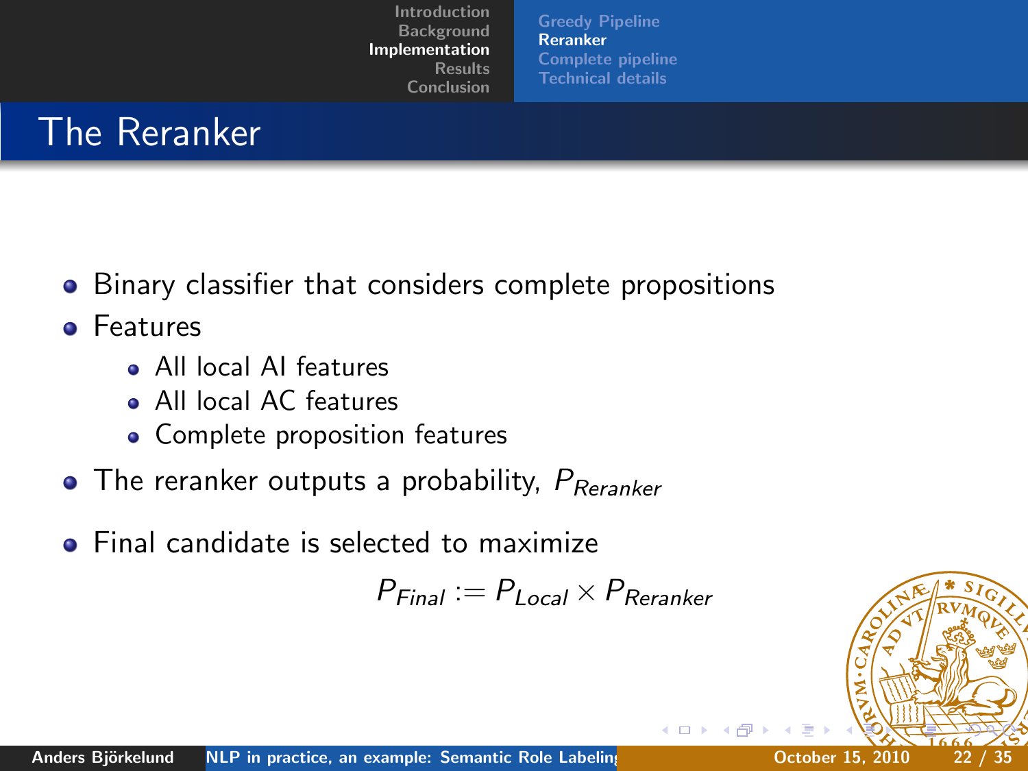# The Reranker

- Binary classifier that considers complete propositions
- Features
  - All local AI features
  - All local AC features
  - Complete proposition features
- The reranker outputs a probability, $P_{Reranker}$
- Final candidate is selected to maximize

$$P_{Final} := P_{Local} \times P_{Reranker}$$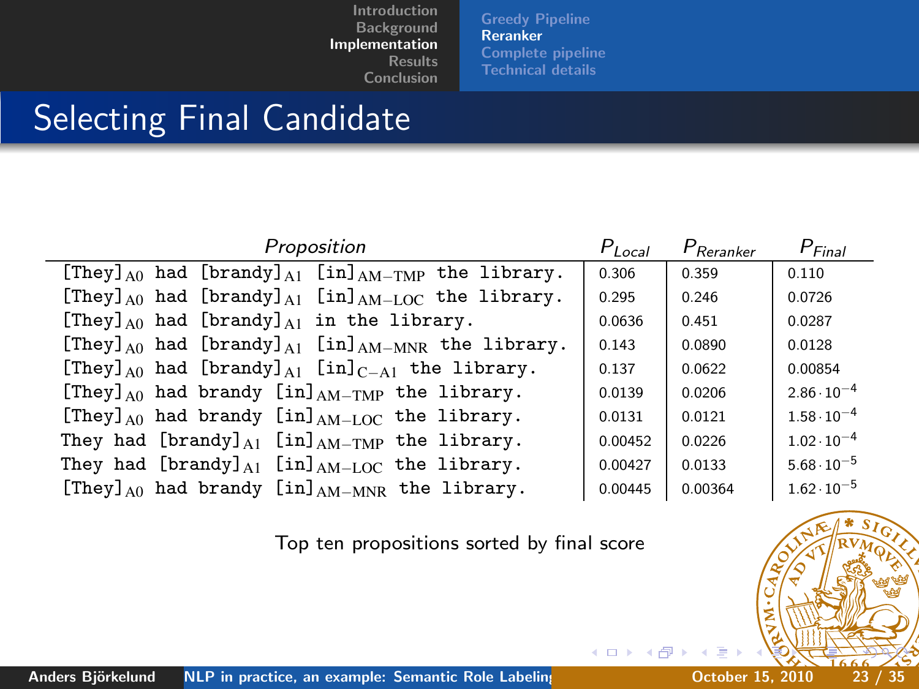# Selecting Final Candidate

| *Proposition* | $P_{Local}$ | $P_{Reranker}$ | $P_{Final}$ |
|---|---|---|---|
| [They]$_{A0}$ had [brandy]$_{A1}$ [in]$_{AM-TMP}$ the library. | 0.306 | 0.359 | 0.110 |
| [They]$_{A0}$ had [brandy]$_{A1}$ [in]$_{AM-LOC}$ the library. | 0.295 | 0.246 | 0.0726 |
| [They]$_{A0}$ had [brandy]$_{A1}$ in the library. | 0.0636 | 0.451 | 0.0287 |
| [They]$_{A0}$ had [brandy]$_{A1}$ [in]$_{AM-MNR}$ the library. | 0.143 | 0.0890 | 0.0128 |
| [They]$_{A0}$ had [brandy]$_{A1}$ [in]$_{C-A1}$ the library. | 0.137 | 0.0622 | 0.00854 |
| [They]$_{A0}$ had brandy [in]$_{AM-TMP}$ the library. | 0.0139 | 0.0206 | $2.86 \cdot 10^{-4}$ |
| [They]$_{A0}$ had brandy [in]$_{AM-LOC}$ the library. | 0.0131 | 0.0121 | $1.58 \cdot 10^{-4}$ |
| They had [brandy]$_{A1}$ [in]$_{AM-TMP}$ the library. | 0.00452 | 0.0226 | $1.02 \cdot 10^{-4}$ |
| They had [brandy]$_{A1}$ [in]$_{AM-LOC}$ the library. | 0.00427 | 0.0133 | $5.68 \cdot 10^{-5}$ |
| [They]$_{A0}$ had brandy [in]$_{AM-MNR}$ the library. | 0.00445 | 0.00364 | $1.62 \cdot 10^{-5}$ |

Top ten propositions sorted by final score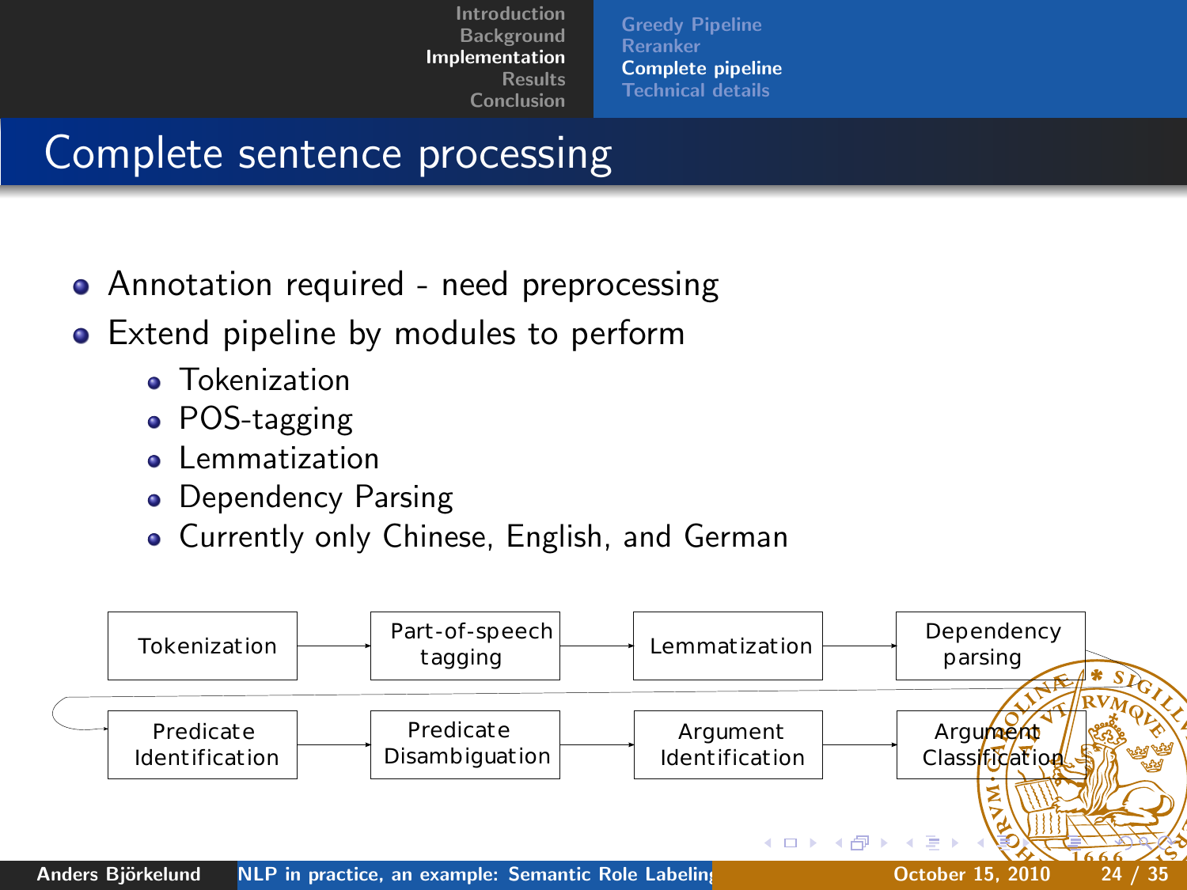# Complete sentence processing

- Annotation required - need preprocessing
- Extend pipeline by modules to perform
  - Tokenization
  - POS-tagging
  - Lemmatization
  - Dependency Parsing
  - Currently only Chinese, English, and German

Tokenization → Part-of-speech tagging → Lemmatization → Dependency parsing → Predicate Identification → Predicate Disambiguation → Argument Identification → Argument Classification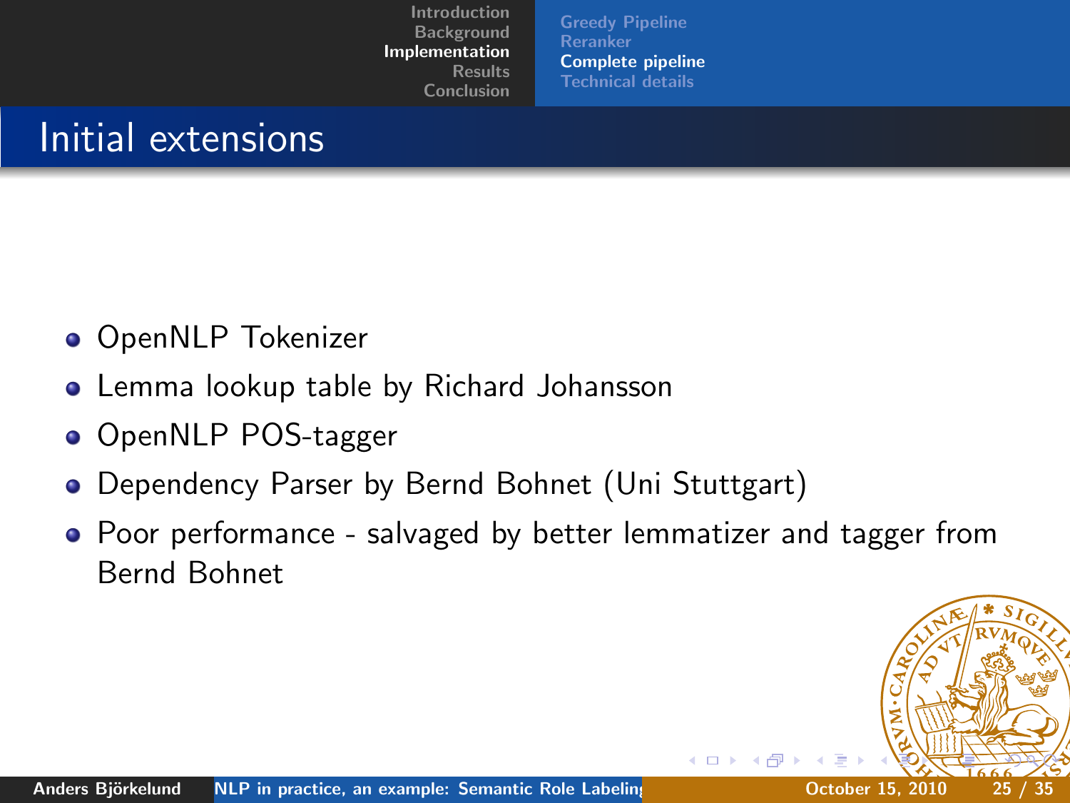# Initial extensions

- OpenNLP Tokenizer
- Lemma lookup table by Richard Johansson
- OpenNLP POS-tagger
- Dependency Parser by Bernd Bohnet (Uni Stuttgart)
- Poor performance - salvaged by better lemmatizer and tagger from Bernd Bohnet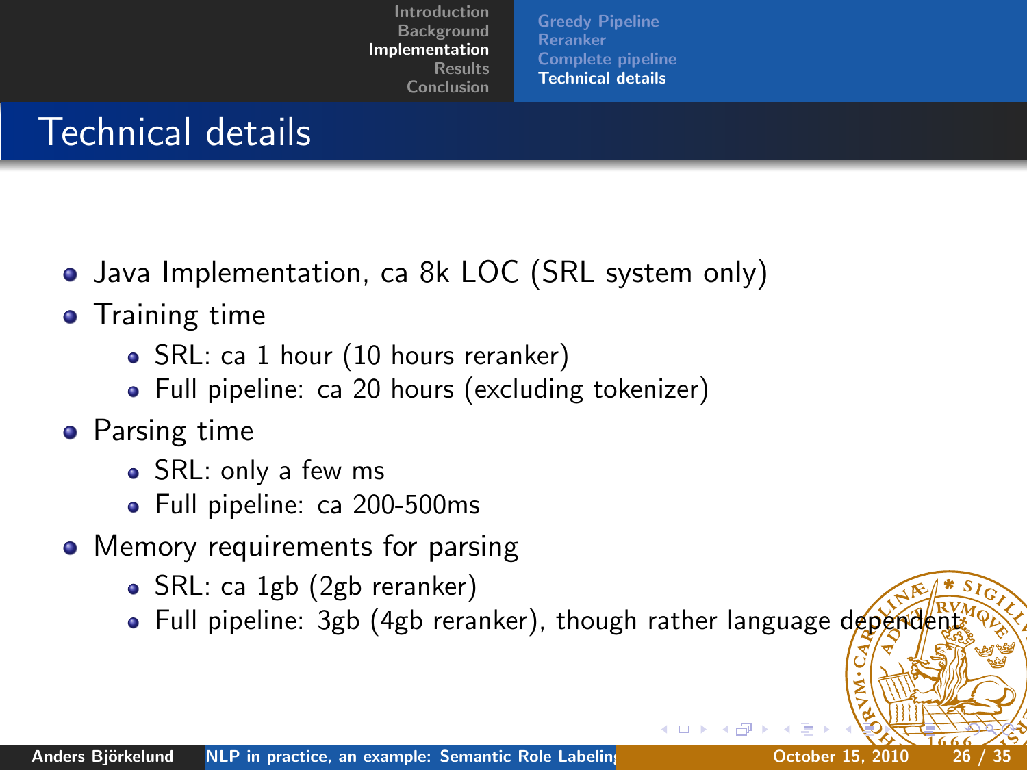# Technical details

- Java Implementation, ca 8k LOC (SRL system only)
- Training time
  - SRL: ca 1 hour (10 hours reranker)
  - Full pipeline: ca 20 hours (excluding tokenizer)
- Parsing time
  - SRL: only a few ms
  - Full pipeline: ca 200-500ms
- Memory requirements for parsing
  - SRL: ca 1gb (2gb reranker)
  - Full pipeline: 3gb (4gb reranker), though rather language dependent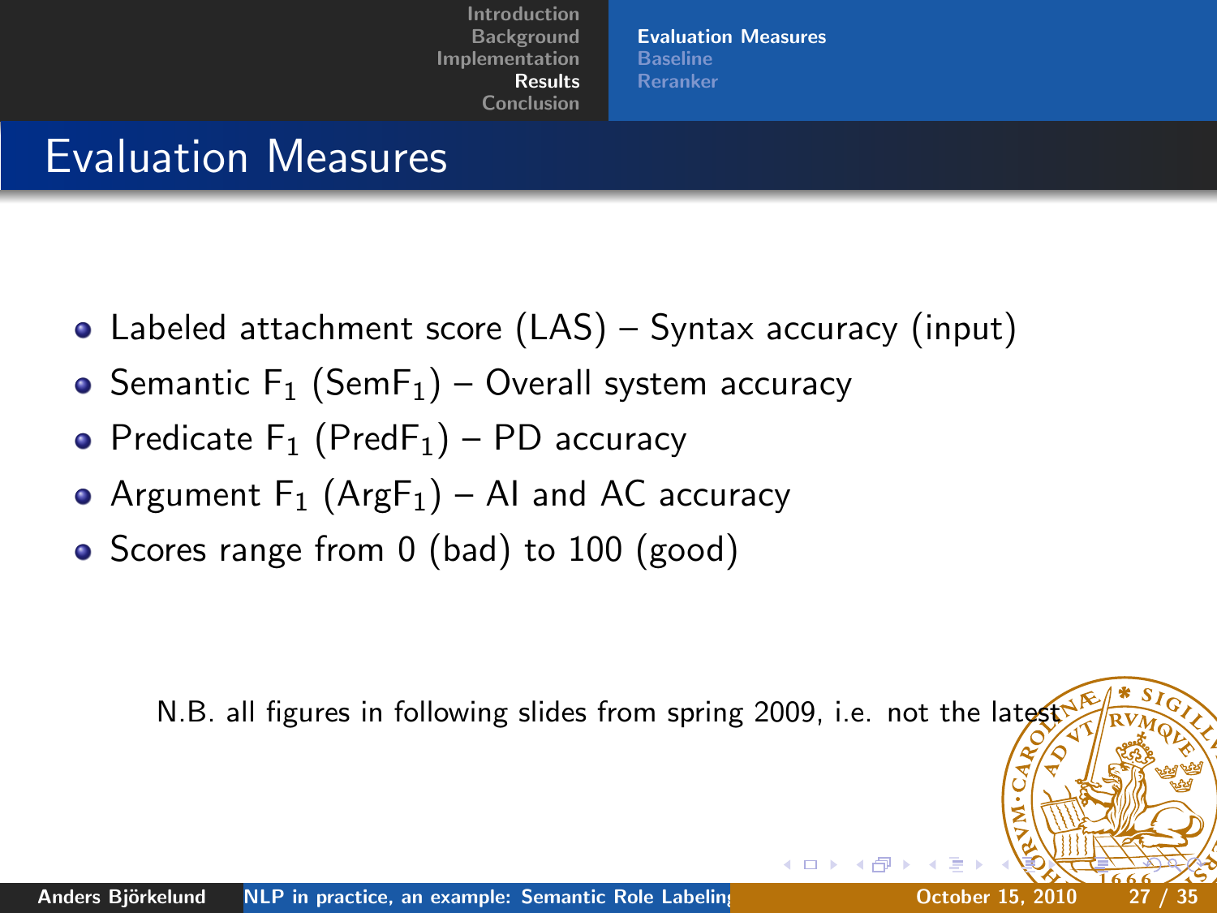# Evaluation Measures

- Labeled attachment score (LAS) – Syntax accuracy (input)
- Semantic $F_1$ (Sem$F_1$) – Overall system accuracy
- Predicate $F_1$ (Pred$F_1$) – PD accuracy
- Argument $F_1$ (Arg$F_1$) – AI and AC accuracy
- Scores range from 0 (bad) to 100 (good)

N.B. all figures in following slides from spring 2009, i.e. not the latest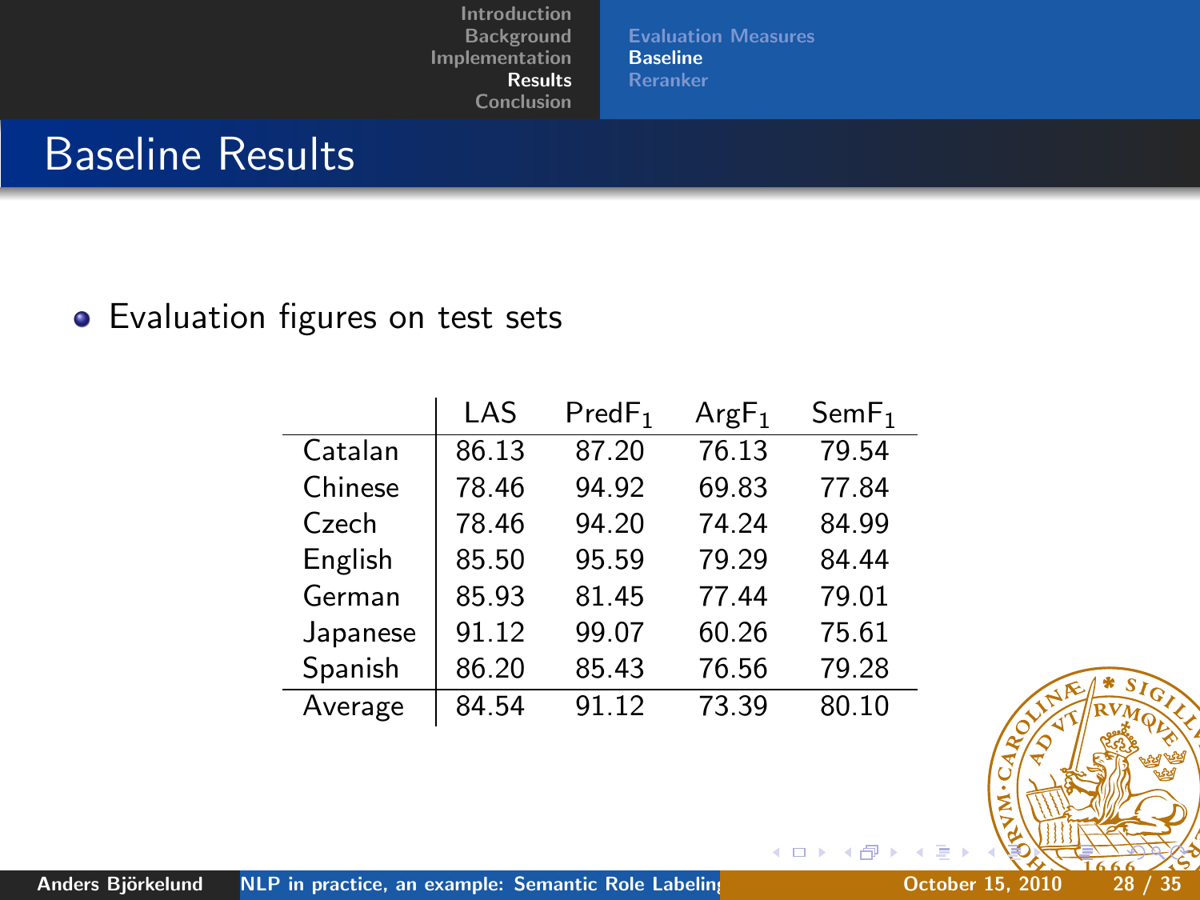# Baseline Results

- Evaluation figures on test sets

| | LAS | $PredF_1$ | $ArgF_1$ | $SemF_1$ |
|---|---|---|---|---|
| Catalan | 86.13 | 87.20 | 76.13 | 79.54 |
| Chinese | 78.46 | 94.92 | 69.83 | 77.84 |
| Czech | 78.46 | 94.20 | 74.24 | 84.99 |
| English | 85.50 | 95.59 | 79.29 | 84.44 |
| German | 85.93 | 81.45 | 77.44 | 79.01 |
| Japanese | 91.12 | 99.07 | 60.26 | 75.61 |
| Spanish | 86.20 | 85.43 | 76.56 | 79.28 |
| Average | 84.54 | 91.12 | 73.39 | 80.10 |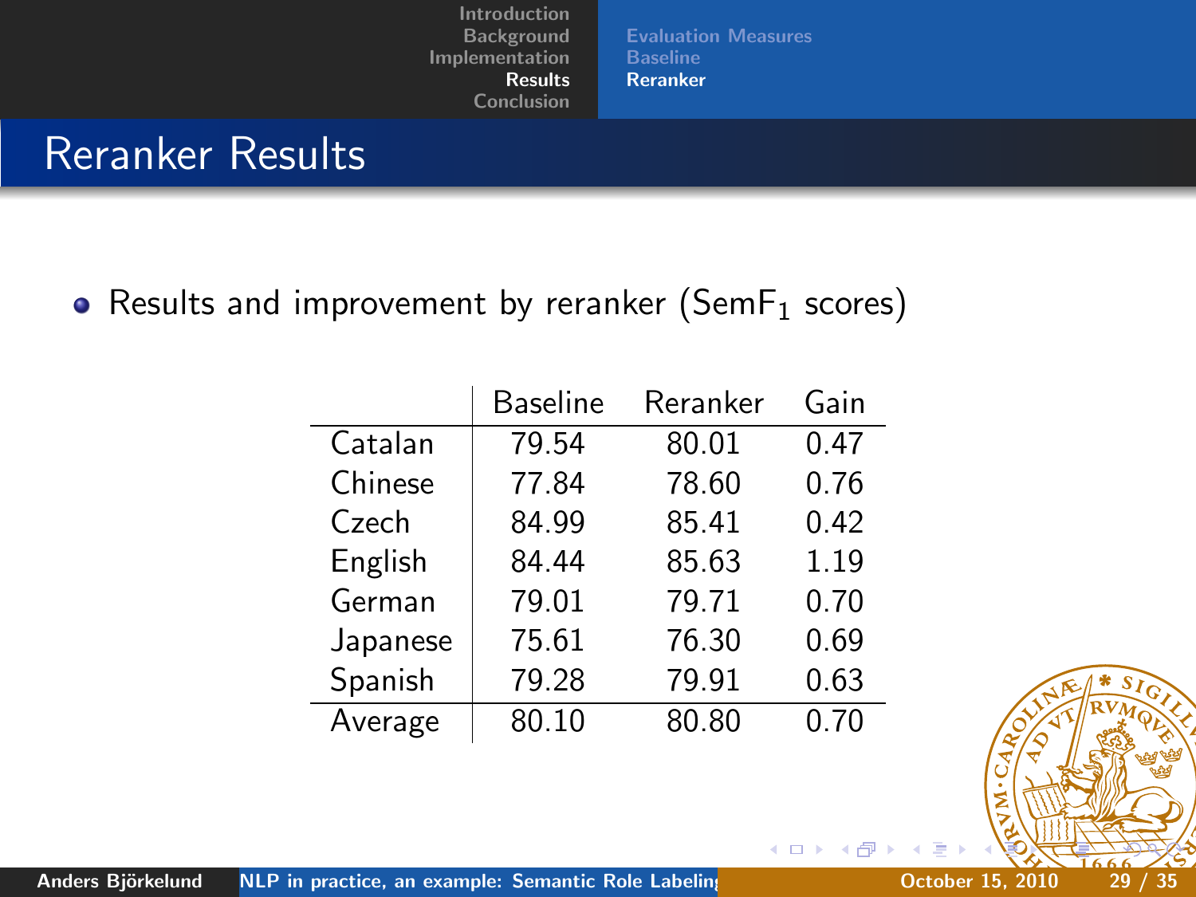# Reranker Results

- Results and improvement by reranker ($\text{SemF}_1$ scores)

| | Baseline | Reranker | Gain |
|---|---|---|---|
| Catalan | 79.54 | 80.01 | 0.47 |
| Chinese | 77.84 | 78.60 | 0.76 |
| Czech | 84.99 | 85.41 | 0.42 |
| English | 84.44 | 85.63 | 1.19 |
| German | 79.01 | 79.71 | 0.70 |
| Japanese | 75.61 | 76.30 | 0.69 |
| Spanish | 79.28 | 79.91 | 0.63 |
| Average | 80.10 | 80.80 | 0.70 |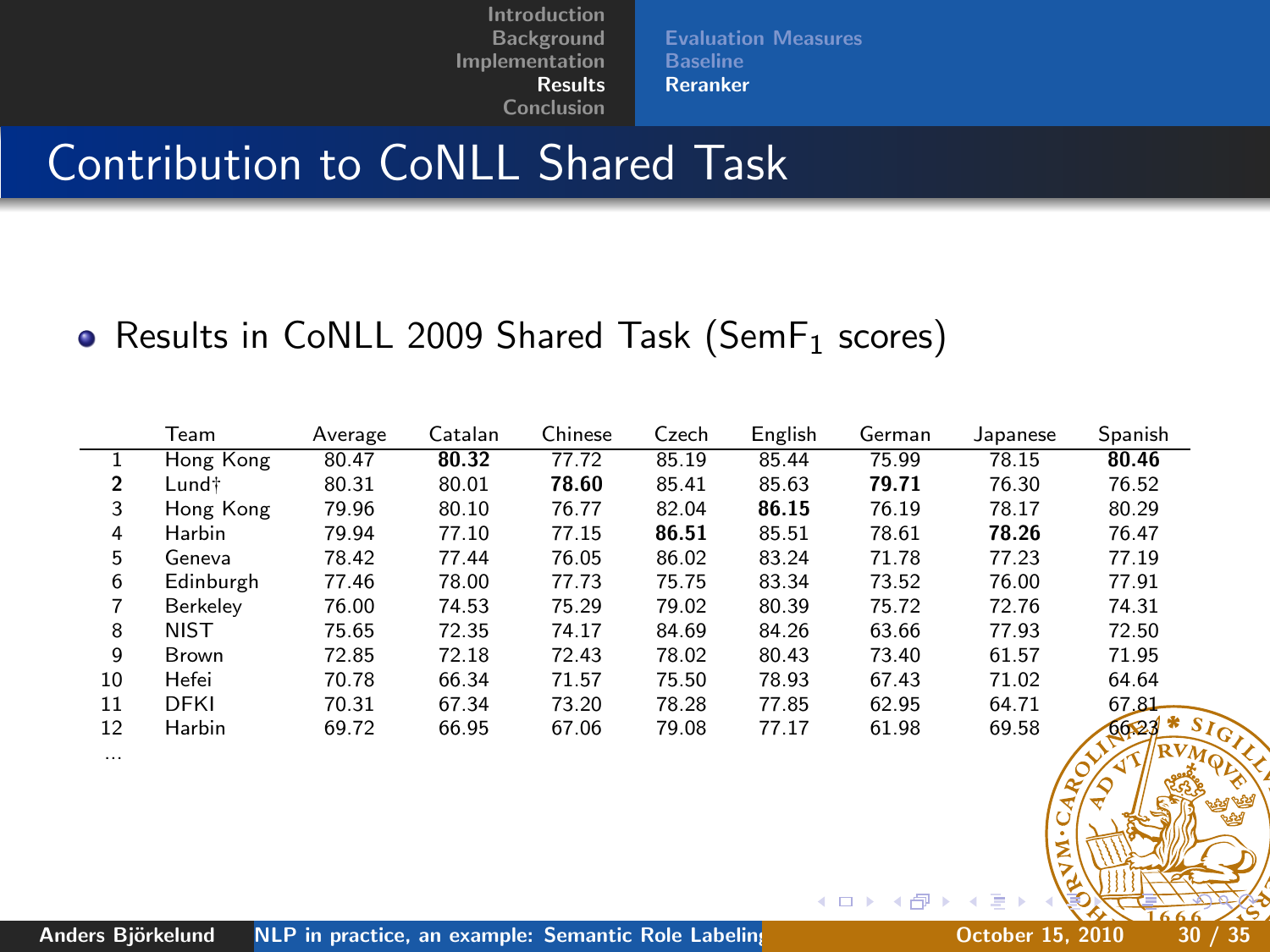# Contribution to CoNLL Shared Task

- Results in CoNLL 2009 Shared Task (Sem$F_1$ scores)

| | Team | Average | Catalan | Chinese | Czech | English | German | Japanese | Spanish |
|---|---|---|---|---|---|---|---|---|---|
| 1 | Hong Kong | 80.47 | **80.32** | 77.72 | 85.19 | 85.44 | 75.99 | 78.15 | **80.46** |
| **2** | Lund† | 80.31 | 80.01 | **78.60** | 85.41 | 85.63 | **79.71** | 76.30 | 76.52 |
| 3 | Hong Kong | 79.96 | 80.10 | 76.77 | 82.04 | **86.15** | 76.19 | 78.17 | 80.29 |
| 4 | Harbin | 79.94 | 77.10 | 77.15 | **86.51** | 85.51 | 78.61 | **78.26** | 76.47 |
| 5 | Geneva | 78.42 | 77.44 | 76.05 | 86.02 | 83.24 | 71.78 | 77.23 | 77.19 |
| 6 | Edinburgh | 77.46 | 78.00 | 77.73 | 75.75 | 83.34 | 73.52 | 76.00 | 77.91 |
| 7 | Berkeley | 76.00 | 74.53 | 75.29 | 79.02 | 80.39 | 75.72 | 72.76 | 74.31 |
| 8 | NIST | 75.65 | 72.35 | 74.17 | 84.69 | 84.26 | 63.66 | 77.93 | 72.50 |
| 9 | Brown | 72.85 | 72.18 | 72.43 | 78.02 | 80.43 | 73.40 | 61.57 | 71.95 |
| 10 | Hefei | 70.78 | 66.34 | 71.57 | 75.50 | 78.93 | 67.43 | 71.02 | 64.64 |
| 11 | DFKI | 70.31 | 67.34 | 73.20 | 78.28 | 77.85 | 62.95 | 64.71 | 67.81 |
| 12 | Harbin | 69.72 | 66.95 | 67.06 | 79.08 | 77.17 | 61.98 | 69.58 | 66.23 |
| ... | | | | | | | | | |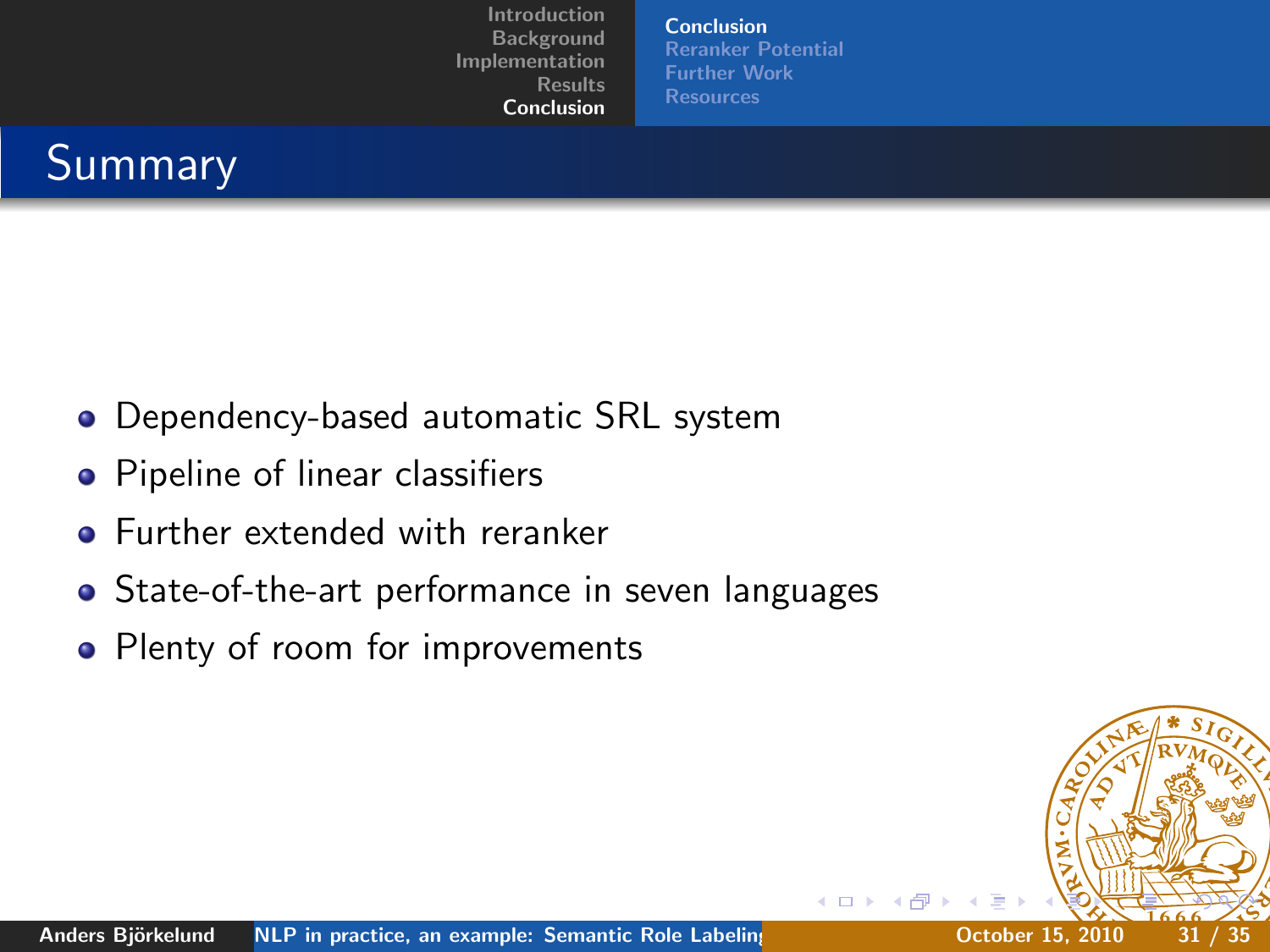# Summary

- Dependency-based automatic SRL system
- Pipeline of linear classifiers
- Further extended with reranker
- State-of-the-art performance in seven languages
- Plenty of room for improvements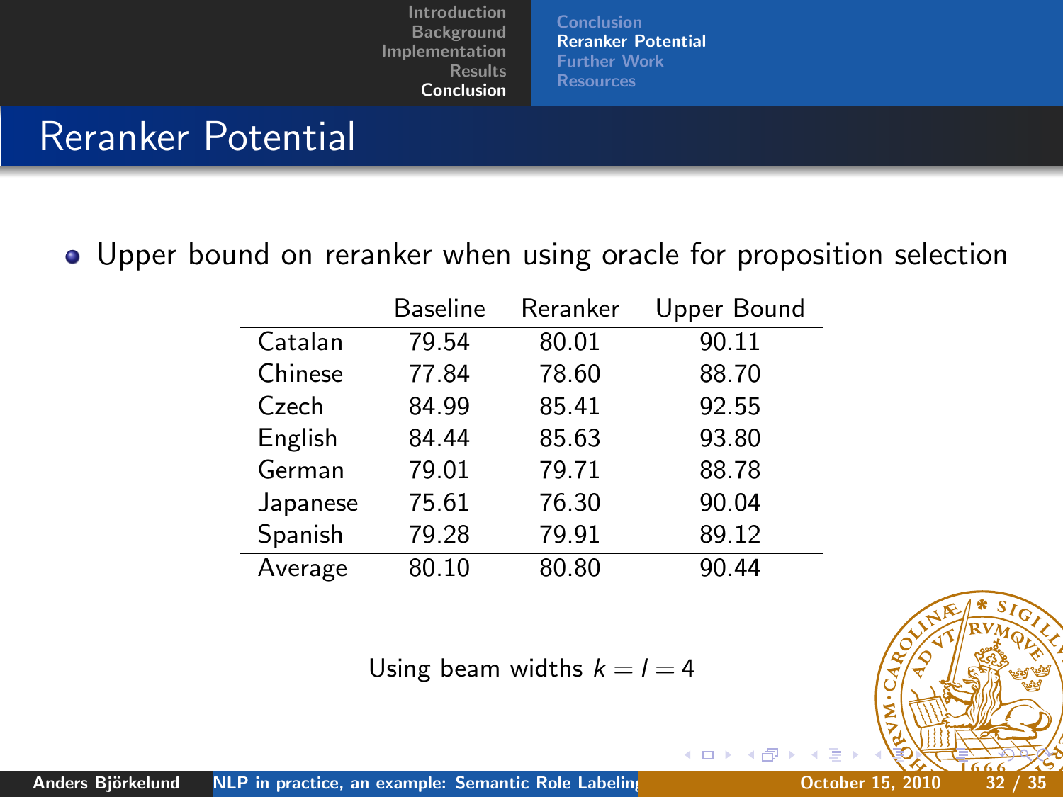# Reranker Potential

- Upper bound on reranker when using oracle for proposition selection

| | Baseline | Reranker | Upper Bound |
|---|---|---|---|
| Catalan | 79.54 | 80.01 | 90.11 |
| Chinese | 77.84 | 78.60 | 88.70 |
| Czech | 84.99 | 85.41 | 92.55 |
| English | 84.44 | 85.63 | 93.80 |
| German | 79.01 | 79.71 | 88.78 |
| Japanese | 75.61 | 76.30 | 90.04 |
| Spanish | 79.28 | 79.91 | 89.12 |
| Average | 80.10 | 80.80 | 90.44 |

Using beam widths $k = l = 4$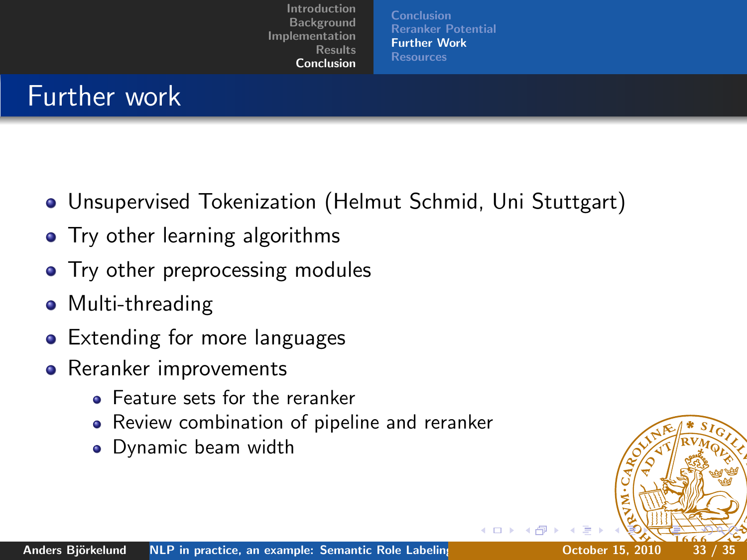# Further work

- Unsupervised Tokenization (Helmut Schmid, Uni Stuttgart)
- Try other learning algorithms
- Try other preprocessing modules
- Multi-threading
- Extending for more languages
- Reranker improvements
  - Feature sets for the reranker
  - Review combination of pipeline and reranker
  - Dynamic beam width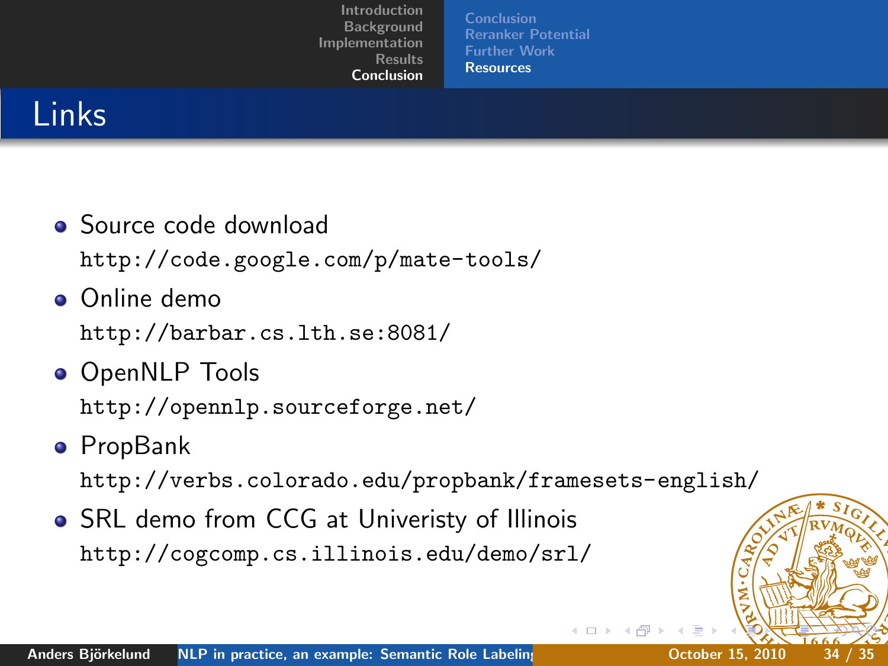# Links

- Source code download
  `http://code.google.com/p/mate-tools/`
- Online demo
  `http://barbar.cs.lth.se:8081/`
- OpenNLP Tools
  `http://opennlp.sourceforge.net/`
- PropBank
  `http://verbs.colorado.edu/propbank/framesets-english/`
- SRL demo from CCG at Univeristy of Illinois
  `http://cogcomp.cs.illinois.edu/demo/srl/`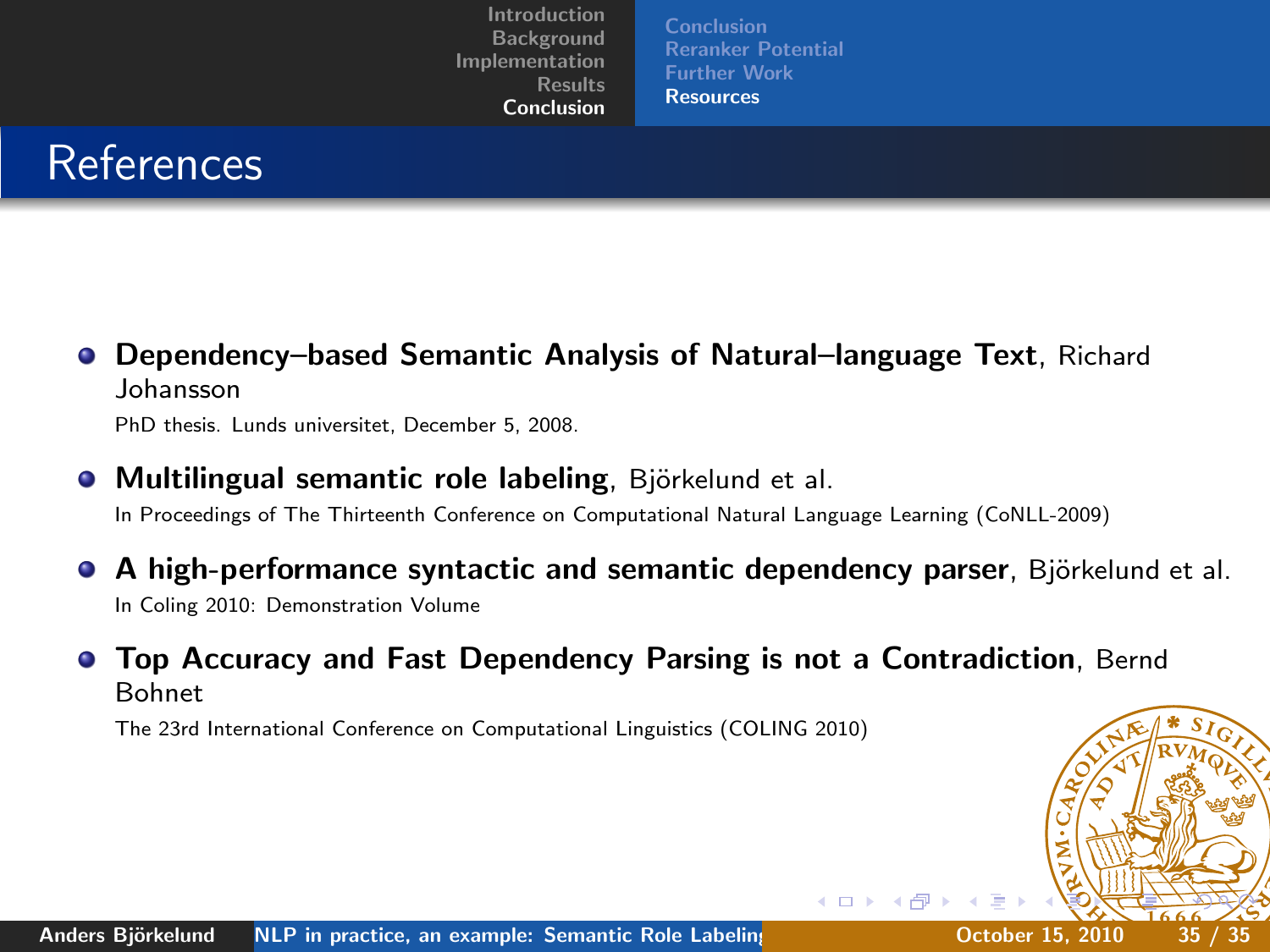# References

- **Dependency–based Semantic Analysis of Natural–language Text**, Richard Johansson
  PhD thesis. Lunds universitet, December 5, 2008.

- **Multilingual semantic role labeling**, Björkelund et al.
  In Proceedings of The Thirteenth Conference on Computational Natural Language Learning (CoNLL-2009)

- **A high-performance syntactic and semantic dependency parser**, Björkelund et al.
  In Coling 2010: Demonstration Volume

- **Top Accuracy and Fast Dependency Parsing is not a Contradiction**, Bernd Bohnet
  The 23rd International Conference on Computational Linguistics (COLING 2010)